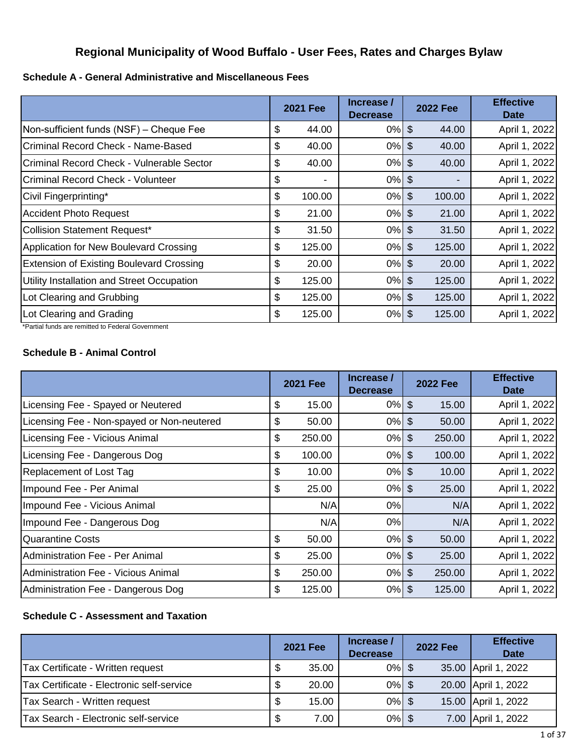# Regional Municipality of Wood Buffalo - User Fees, Rates and Charges Bylaw

## Schedule A - General Administrative and Miscellaneous Fees

| | 2021 Fee | Increase / Decrease | 2022 Fee | Effective Date |
|---|---|---|---|---|
| Non-sufficient funds (NSF) – Cheque Fee | $ 44.00 | 0% | $ 44.00 | April 1, 2022 |
| Criminal Record Check - Name-Based | $ 40.00 | 0% | $ 40.00 | April 1, 2022 |
| Criminal Record Check - Vulnerable Sector | $ 40.00 | 0% | $ 40.00 | April 1, 2022 |
| Criminal Record Check - Volunteer | $ - | 0% | $ - | April 1, 2022 |
| Civil Fingerprinting* | $ 100.00 | 0% | $ 100.00 | April 1, 2022 |
| Accident Photo Request | $ 21.00 | 0% | $ 21.00 | April 1, 2022 |
| Collision Statement Request* | $ 31.50 | 0% | $ 31.50 | April 1, 2022 |
| Application for New Boulevard Crossing | $ 125.00 | 0% | $ 125.00 | April 1, 2022 |
| Extension of Existing Boulevard Crossing | $ 20.00 | 0% | $ 20.00 | April 1, 2022 |
| Utility Installation and Street Occupation | $ 125.00 | 0% | $ 125.00 | April 1, 2022 |
| Lot Clearing and Grubbing | $ 125.00 | 0% | $ 125.00 | April 1, 2022 |
| Lot Clearing and Grading | $ 125.00 | 0% | $ 125.00 | April 1, 2022 |

*Partial funds are remitted to Federal Government

## Schedule B - Animal Control

| | 2021 Fee | Increase / Decrease | 2022 Fee | Effective Date |
|---|---|---|---|---|
| Licensing Fee - Spayed or Neutered | $ 15.00 | 0% | $ 15.00 | April 1, 2022 |
| Licensing Fee - Non-spayed or Non-neutered | $ 50.00 | 0% | $ 50.00 | April 1, 2022 |
| Licensing Fee - Vicious Animal | $ 250.00 | 0% | $ 250.00 | April 1, 2022 |
| Licensing Fee - Dangerous Dog | $ 100.00 | 0% | $ 100.00 | April 1, 2022 |
| Replacement of Lost Tag | $ 10.00 | 0% | $ 10.00 | April 1, 2022 |
| Impound Fee - Per Animal | $ 25.00 | 0% | $ 25.00 | April 1, 2022 |
| Impound Fee - Vicious Animal | N/A | 0% | N/A | April 1, 2022 |
| Impound Fee - Dangerous Dog | N/A | 0% | N/A | April 1, 2022 |
| Quarantine Costs | $ 50.00 | 0% | $ 50.00 | April 1, 2022 |
| Administration Fee - Per Animal | $ 25.00 | 0% | $ 25.00 | April 1, 2022 |
| Administration Fee - Vicious Animal | $ 250.00 | 0% | $ 250.00 | April 1, 2022 |
| Administration Fee - Dangerous Dog | $ 125.00 | 0% | $ 125.00 | April 1, 2022 |

## Schedule C - Assessment and Taxation

| | 2021 Fee | Increase / Decrease | 2022 Fee | Effective Date |
|---|---|---|---|---|
| Tax Certificate - Written request | $ 35.00 | 0% | $ 35.00 | April 1, 2022 |
| Tax Certificate - Electronic self-service | $ 20.00 | 0% | $ 20.00 | April 1, 2022 |
| Tax Search - Written request | $ 15.00 | 0% | $ 15.00 | April 1, 2022 |
| Tax Search - Electronic self-service | $ 7.00 | 0% | $ 7.00 | April 1, 2022 |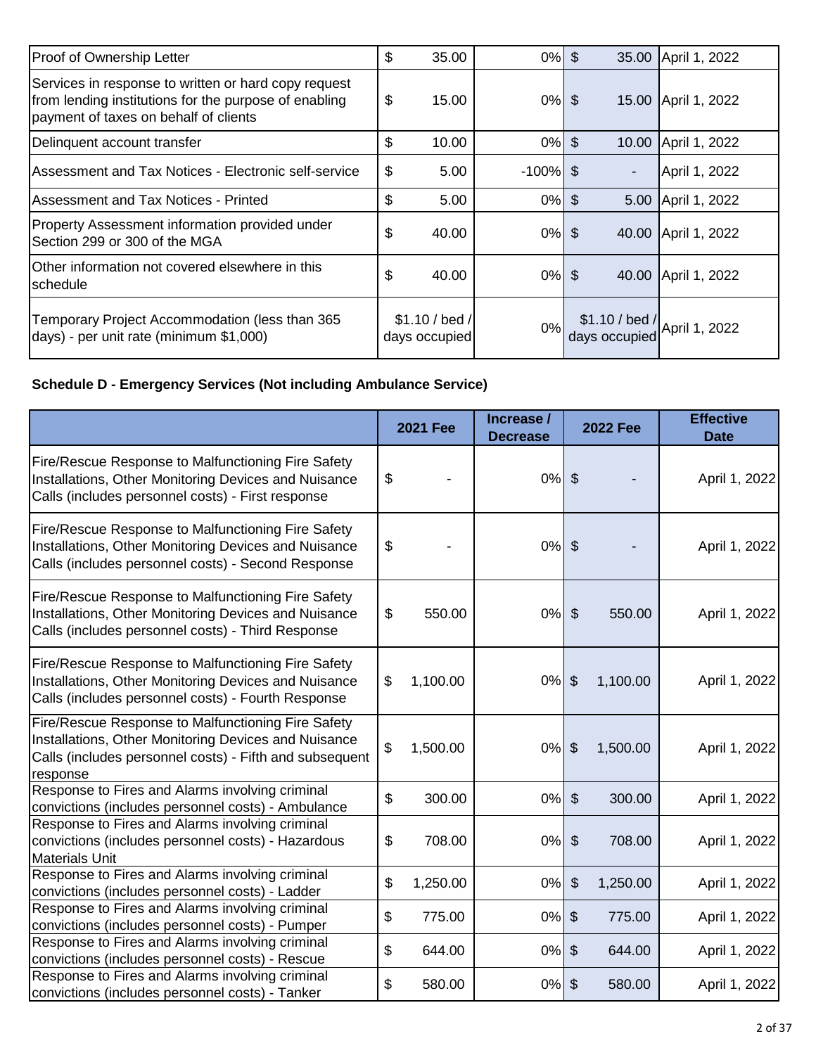| | | | | |
|---|---|---|---|---|
| Proof of Ownership Letter | $ 35.00 | 0% | $ 35.00 | April 1, 2022 |
| Services in response to written or hard copy request from lending institutions for the purpose of enabling payment of taxes on behalf of clients | $ 15.00 | 0% | $ 15.00 | April 1, 2022 |
| Delinquent account transfer | $ 10.00 | 0% | $ 10.00 | April 1, 2022 |
| Assessment and Tax Notices - Electronic self-service | $ 5.00 | -100% | $ - | April 1, 2022 |
| Assessment and Tax Notices - Printed | $ 5.00 | 0% | $ 5.00 | April 1, 2022 |
| Property Assessment information provided under Section 299 or 300 of the MGA | $ 40.00 | 0% | $ 40.00 | April 1, 2022 |
| Other information not covered elsewhere in this schedule | $ 40.00 | 0% | $ 40.00 | April 1, 2022 |
| Temporary Project Accommodation (less than 365 days) - per unit rate (minimum $1,000) | $1.10 / bed / days occupied | 0% | $1.10 / bed / days occupied | April 1, 2022 |

**Schedule D - Emergency Services (Not including Ambulance Service)**

| | 2021 Fee | Increase / Decrease | 2022 Fee | Effective Date |
|---|---|---|---|---|
| Fire/Rescue Response to Malfunctioning Fire Safety Installations, Other Monitoring Devices and Nuisance Calls (includes personnel costs) - First response | $ - | 0% | $ - | April 1, 2022 |
| Fire/Rescue Response to Malfunctioning Fire Safety Installations, Other Monitoring Devices and Nuisance Calls (includes personnel costs) - Second Response | $ - | 0% | $ - | April 1, 2022 |
| Fire/Rescue Response to Malfunctioning Fire Safety Installations, Other Monitoring Devices and Nuisance Calls (includes personnel costs) - Third Response | $ 550.00 | 0% | $ 550.00 | April 1, 2022 |
| Fire/Rescue Response to Malfunctioning Fire Safety Installations, Other Monitoring Devices and Nuisance Calls (includes personnel costs) - Fourth Response | $ 1,100.00 | 0% | $ 1,100.00 | April 1, 2022 |
| Fire/Rescue Response to Malfunctioning Fire Safety Installations, Other Monitoring Devices and Nuisance Calls (includes personnel costs) - Fifth and subsequent response | $ 1,500.00 | 0% | $ 1,500.00 | April 1, 2022 |
| Response to Fires and Alarms involving criminal convictions (includes personnel costs) - Ambulance | $ 300.00 | 0% | $ 300.00 | April 1, 2022 |
| Response to Fires and Alarms involving criminal convictions (includes personnel costs) - Hazardous Materials Unit | $ 708.00 | 0% | $ 708.00 | April 1, 2022 |
| Response to Fires and Alarms involving criminal convictions (includes personnel costs) - Ladder | $ 1,250.00 | 0% | $ 1,250.00 | April 1, 2022 |
| Response to Fires and Alarms involving criminal convictions (includes personnel costs) - Pumper | $ 775.00 | 0% | $ 775.00 | April 1, 2022 |
| Response to Fires and Alarms involving criminal convictions (includes personnel costs) - Rescue | $ 644.00 | 0% | $ 644.00 | April 1, 2022 |
| Response to Fires and Alarms involving criminal convictions (includes personnel costs) - Tanker | $ 580.00 | 0% | $ 580.00 | April 1, 2022 |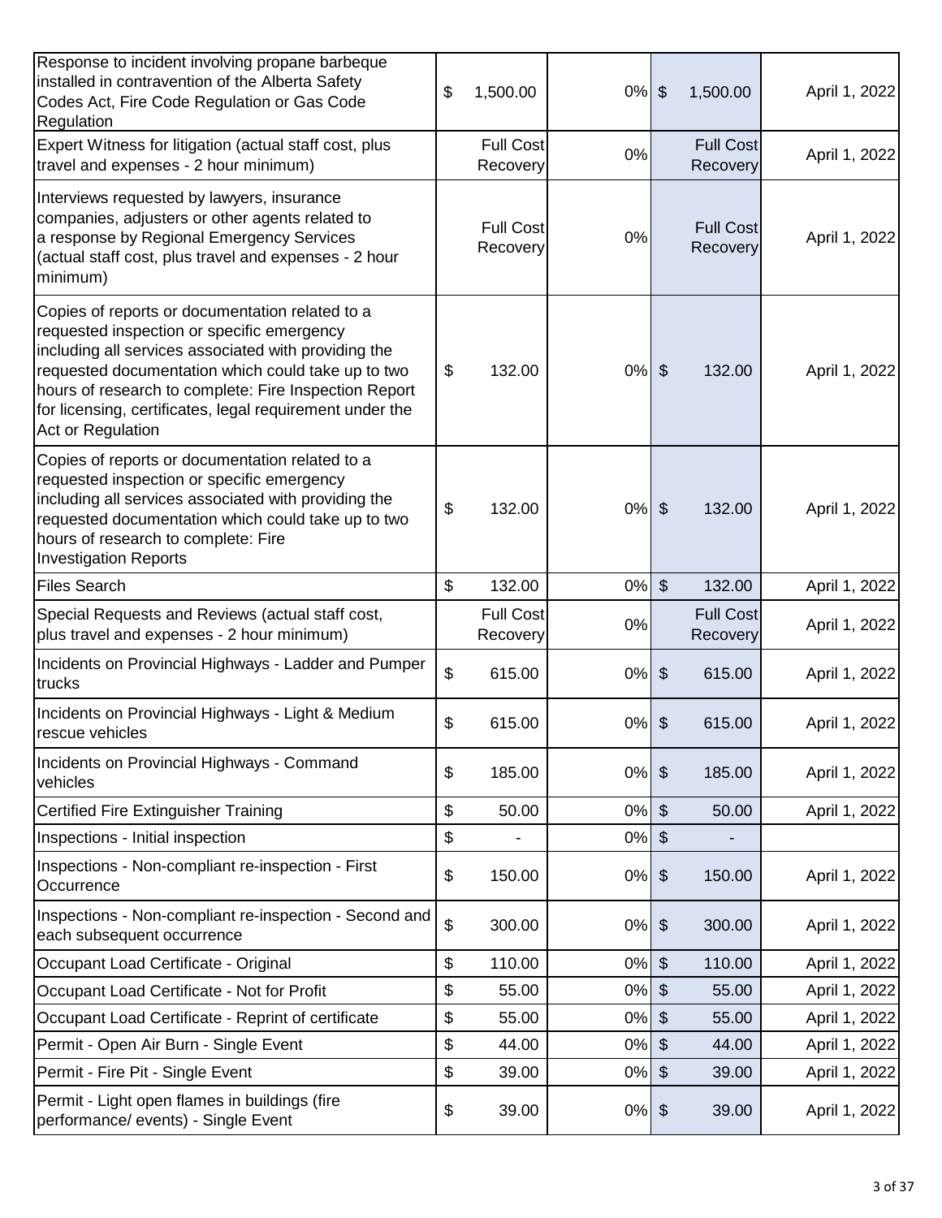| | | | | |
|---|---|---|---|---|
| Response to incident involving propane barbeque installed in contravention of the Alberta Safety Codes Act, Fire Code Regulation or Gas Code Regulation | $ 1,500.00 | 0% | $ 1,500.00 | April 1, 2022 |
| Expert Witness for litigation (actual staff cost, plus travel and expenses - 2 hour minimum) | Full Cost Recovery | 0% | Full Cost Recovery | April 1, 2022 |
| Interviews requested by lawyers, insurance companies, adjusters or other agents related to a response by Regional Emergency Services (actual staff cost, plus travel and expenses - 2 hour minimum) | Full Cost Recovery | 0% | Full Cost Recovery | April 1, 2022 |
| Copies of reports or documentation related to a requested inspection or specific emergency including all services associated with providing the requested documentation which could take up to two hours of research to complete: Fire Inspection Report for licensing, certificates, legal requirement under the Act or Regulation | $ 132.00 | 0% | $ 132.00 | April 1, 2022 |
| Copies of reports or documentation related to a requested inspection or specific emergency including all services associated with providing the requested documentation which could take up to two hours of research to complete: Fire Investigation Reports | $ 132.00 | 0% | $ 132.00 | April 1, 2022 |
| Files Search | $ 132.00 | 0% | $ 132.00 | April 1, 2022 |
| Special Requests and Reviews (actual staff cost, plus travel and expenses - 2 hour minimum) | Full Cost Recovery | 0% | Full Cost Recovery | April 1, 2022 |
| Incidents on Provincial Highways - Ladder and Pumper trucks | $ 615.00 | 0% | $ 615.00 | April 1, 2022 |
| Incidents on Provincial Highways - Light & Medium rescue vehicles | $ 615.00 | 0% | $ 615.00 | April 1, 2022 |
| Incidents on Provincial Highways - Command vehicles | $ 185.00 | 0% | $ 185.00 | April 1, 2022 |
| Certified Fire Extinguisher Training | $ 50.00 | 0% | $ 50.00 | April 1, 2022 |
| Inspections - Initial inspection | $ - | 0% | $ - | |
| Inspections - Non-compliant re-inspection - First Occurrence | $ 150.00 | 0% | $ 150.00 | April 1, 2022 |
| Inspections - Non-compliant re-inspection - Second and each subsequent occurrence | $ 300.00 | 0% | $ 300.00 | April 1, 2022 |
| Occupant Load Certificate - Original | $ 110.00 | 0% | $ 110.00 | April 1, 2022 |
| Occupant Load Certificate - Not for Profit | $ 55.00 | 0% | $ 55.00 | April 1, 2022 |
| Occupant Load Certificate - Reprint of certificate | $ 55.00 | 0% | $ 55.00 | April 1, 2022 |
| Permit - Open Air Burn - Single Event | $ 44.00 | 0% | $ 44.00 | April 1, 2022 |
| Permit - Fire Pit - Single Event | $ 39.00 | 0% | $ 39.00 | April 1, 2022 |
| Permit - Light open flames in buildings (fire performance/ events) - Single Event | $ 39.00 | 0% | $ 39.00 | April 1, 2022 |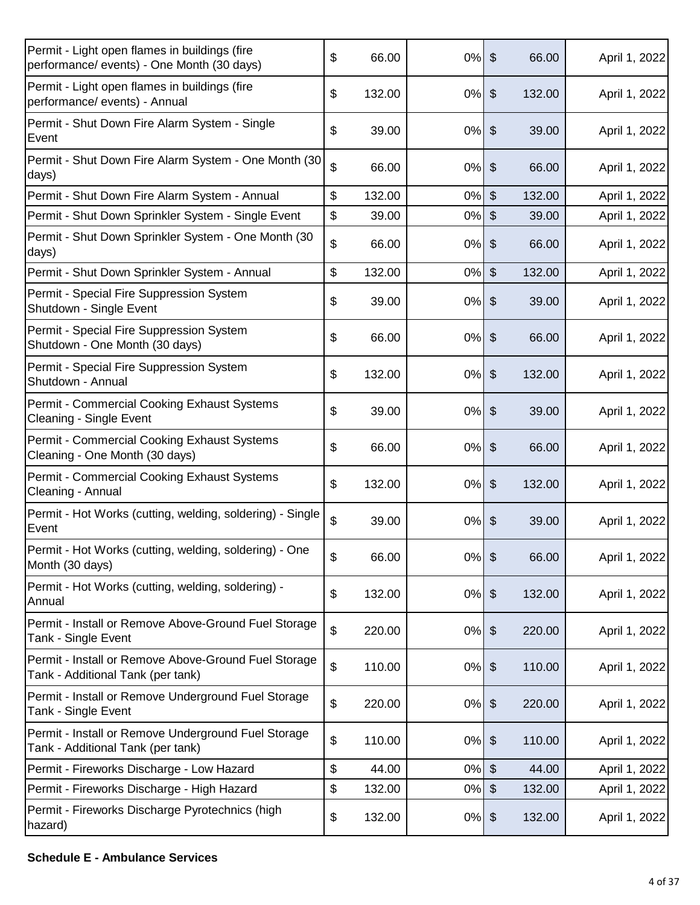| | | | | |
|---|---|---|---|---|
| Permit - Light open flames in buildings (fire performance/ events) - One Month (30 days) | $ 66.00 | 0% | $ 66.00 | April 1, 2022 |
| Permit - Light open flames in buildings (fire performance/ events) - Annual | $ 132.00 | 0% | $ 132.00 | April 1, 2022 |
| Permit - Shut Down Fire Alarm System - Single Event | $ 39.00 | 0% | $ 39.00 | April 1, 2022 |
| Permit - Shut Down Fire Alarm System - One Month (30 days) | $ 66.00 | 0% | $ 66.00 | April 1, 2022 |
| Permit - Shut Down Fire Alarm System - Annual | $ 132.00 | 0% | $ 132.00 | April 1, 2022 |
| Permit - Shut Down Sprinkler System - Single Event | $ 39.00 | 0% | $ 39.00 | April 1, 2022 |
| Permit - Shut Down Sprinkler System - One Month (30 days) | $ 66.00 | 0% | $ 66.00 | April 1, 2022 |
| Permit - Shut Down Sprinkler System - Annual | $ 132.00 | 0% | $ 132.00 | April 1, 2022 |
| Permit - Special Fire Suppression System Shutdown - Single Event | $ 39.00 | 0% | $ 39.00 | April 1, 2022 |
| Permit - Special Fire Suppression System Shutdown - One Month (30 days) | $ 66.00 | 0% | $ 66.00 | April 1, 2022 |
| Permit - Special Fire Suppression System Shutdown - Annual | $ 132.00 | 0% | $ 132.00 | April 1, 2022 |
| Permit - Commercial Cooking Exhaust Systems Cleaning - Single Event | $ 39.00 | 0% | $ 39.00 | April 1, 2022 |
| Permit - Commercial Cooking Exhaust Systems Cleaning - One Month (30 days) | $ 66.00 | 0% | $ 66.00 | April 1, 2022 |
| Permit - Commercial Cooking Exhaust Systems Cleaning - Annual | $ 132.00 | 0% | $ 132.00 | April 1, 2022 |
| Permit - Hot Works (cutting, welding, soldering) - Single Event | $ 39.00 | 0% | $ 39.00 | April 1, 2022 |
| Permit - Hot Works (cutting, welding, soldering) - One Month (30 days) | $ 66.00 | 0% | $ 66.00 | April 1, 2022 |
| Permit - Hot Works (cutting, welding, soldering) - Annual | $ 132.00 | 0% | $ 132.00 | April 1, 2022 |
| Permit - Install or Remove Above-Ground Fuel Storage Tank - Single Event | $ 220.00 | 0% | $ 220.00 | April 1, 2022 |
| Permit - Install or Remove Above-Ground Fuel Storage Tank - Additional Tank (per tank) | $ 110.00 | 0% | $ 110.00 | April 1, 2022 |
| Permit - Install or Remove Underground Fuel Storage Tank - Single Event | $ 220.00 | 0% | $ 220.00 | April 1, 2022 |
| Permit - Install or Remove Underground Fuel Storage Tank - Additional Tank (per tank) | $ 110.00 | 0% | $ 110.00 | April 1, 2022 |
| Permit - Fireworks Discharge - Low Hazard | $ 44.00 | 0% | $ 44.00 | April 1, 2022 |
| Permit - Fireworks Discharge - High Hazard | $ 132.00 | 0% | $ 132.00 | April 1, 2022 |
| Permit - Fireworks Discharge Pyrotechnics (high hazard) | $ 132.00 | 0% | $ 132.00 | April 1, 2022 |

**Schedule E - Ambulance Services**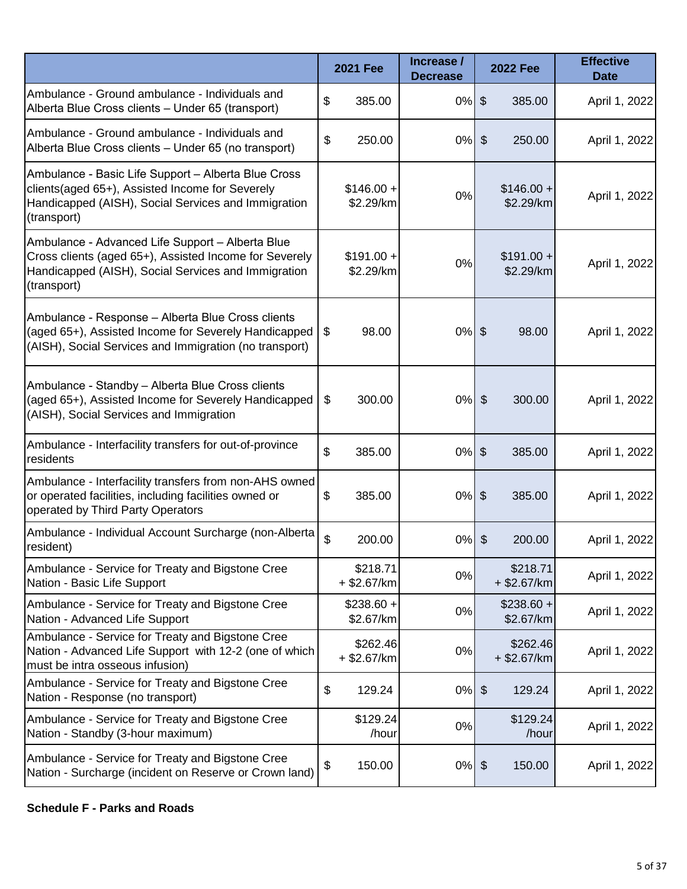| | 2021 Fee | Increase / Decrease | 2022 Fee | Effective Date |
|---|---|---|---|---|
| Ambulance - Ground ambulance - Individuals and Alberta Blue Cross clients – Under 65 (transport) | $ 385.00 | 0% | $ 385.00 | April 1, 2022 |
| Ambulance - Ground ambulance - Individuals and Alberta Blue Cross clients – Under 65 (no transport) | $ 250.00 | 0% | $ 250.00 | April 1, 2022 |
| Ambulance - Basic Life Support – Alberta Blue Cross clients(aged 65+), Assisted Income for Severely Handicapped (AISH), Social Services and Immigration (transport) | $146.00 + $2.29/km | 0% | $146.00 + $2.29/km | April 1, 2022 |
| Ambulance - Advanced Life Support – Alberta Blue Cross clients (aged 65+), Assisted Income for Severely Handicapped (AISH), Social Services and Immigration (transport) | $191.00 + $2.29/km | 0% | $191.00 + $2.29/km | April 1, 2022 |
| Ambulance - Response – Alberta Blue Cross clients (aged 65+), Assisted Income for Severely Handicapped (AISH), Social Services and Immigration (no transport) | $ 98.00 | 0% | $ 98.00 | April 1, 2022 |
| Ambulance - Standby – Alberta Blue Cross clients (aged 65+), Assisted Income for Severely Handicapped (AISH), Social Services and Immigration | $ 300.00 | 0% | $ 300.00 | April 1, 2022 |
| Ambulance - Interfacility transfers for out-of-province residents | $ 385.00 | 0% | $ 385.00 | April 1, 2022 |
| Ambulance - Interfacility transfers from non-AHS owned or operated facilities, including facilities owned or operated by Third Party Operators | $ 385.00 | 0% | $ 385.00 | April 1, 2022 |
| Ambulance - Individual Account Surcharge (non-Alberta resident) | $ 200.00 | 0% | $ 200.00 | April 1, 2022 |
| Ambulance - Service for Treaty and Bigstone Cree Nation - Basic Life Support | $218.71 + $2.67/km | 0% | $218.71 + $2.67/km | April 1, 2022 |
| Ambulance - Service for Treaty and Bigstone Cree Nation - Advanced Life Support | $238.60 + $2.67/km | 0% | $238.60 + $2.67/km | April 1, 2022 |
| Ambulance - Service for Treaty and Bigstone Cree Nation - Advanced Life Support with 12-2 (one of which must be intra osseous infusion) | $262.46 + $2.67/km | 0% | $262.46 + $2.67/km | April 1, 2022 |
| Ambulance - Service for Treaty and Bigstone Cree Nation - Response (no transport) | $ 129.24 | 0% | $ 129.24 | April 1, 2022 |
| Ambulance - Service for Treaty and Bigstone Cree Nation - Standby (3-hour maximum) | $129.24 /hour | 0% | $129.24 /hour | April 1, 2022 |
| Ambulance - Service for Treaty and Bigstone Cree Nation - Surcharge (incident on Reserve or Crown land) | $ 150.00 | 0% | $ 150.00 | April 1, 2022 |

**Schedule F - Parks and Roads**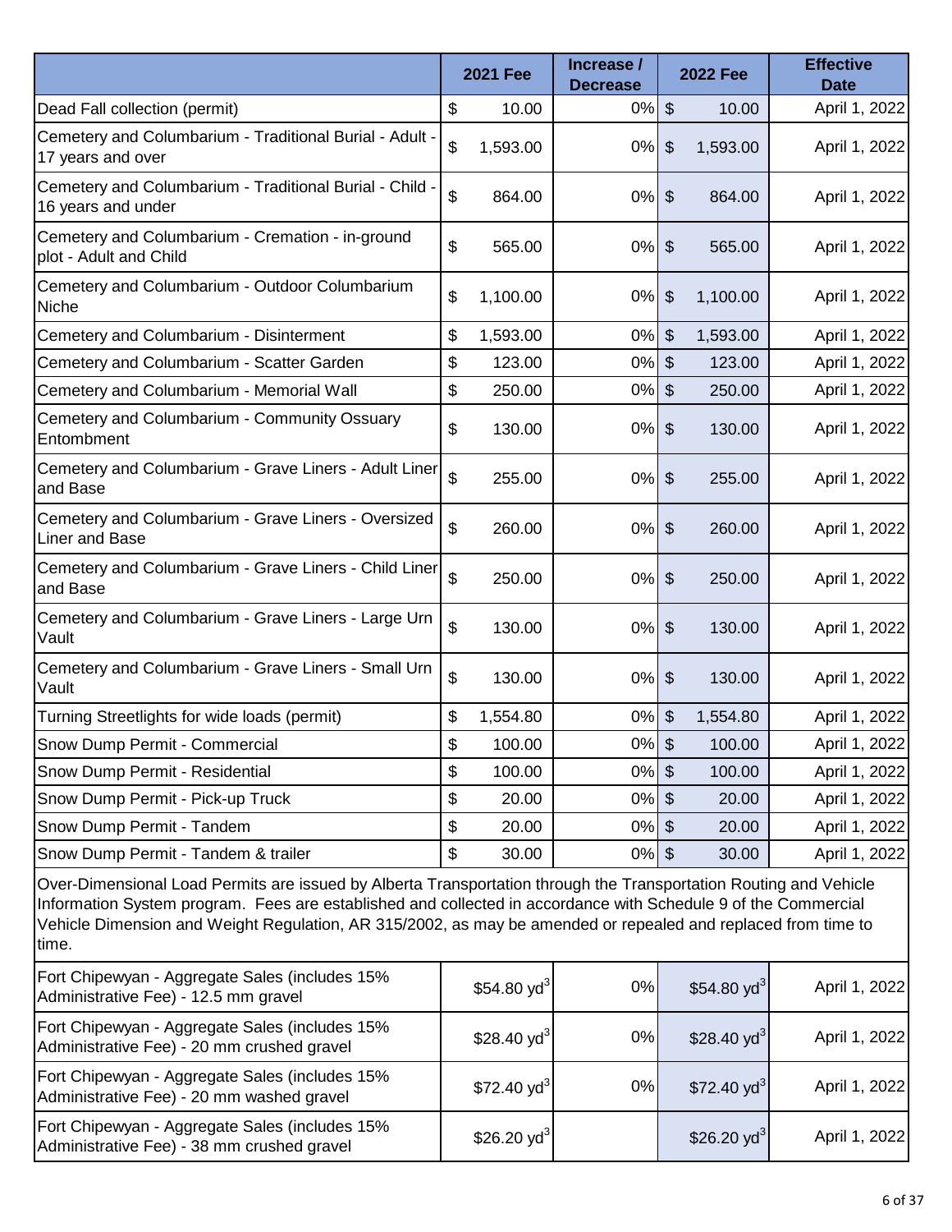| | 2021 Fee | Increase / Decrease | 2022 Fee | Effective Date |
|---|---|---|---|---|
| Dead Fall collection (permit) | $ 10.00 | 0% | $ 10.00 | April 1, 2022 |
| Cemetery and Columbarium - Traditional Burial - Adult - 17 years and over | $ 1,593.00 | 0% | $ 1,593.00 | April 1, 2022 |
| Cemetery and Columbarium - Traditional Burial - Child - 16 years and under | $ 864.00 | 0% | $ 864.00 | April 1, 2022 |
| Cemetery and Columbarium - Cremation - in-ground plot - Adult and Child | $ 565.00 | 0% | $ 565.00 | April 1, 2022 |
| Cemetery and Columbarium - Outdoor Columbarium Niche | $ 1,100.00 | 0% | $ 1,100.00 | April 1, 2022 |
| Cemetery and Columbarium - Disinterment | $ 1,593.00 | 0% | $ 1,593.00 | April 1, 2022 |
| Cemetery and Columbarium - Scatter Garden | $ 123.00 | 0% | $ 123.00 | April 1, 2022 |
| Cemetery and Columbarium - Memorial Wall | $ 250.00 | 0% | $ 250.00 | April 1, 2022 |
| Cemetery and Columbarium - Community Ossuary Entombment | $ 130.00 | 0% | $ 130.00 | April 1, 2022 |
| Cemetery and Columbarium - Grave Liners - Adult Liner and Base | $ 255.00 | 0% | $ 255.00 | April 1, 2022 |
| Cemetery and Columbarium - Grave Liners - Oversized Liner and Base | $ 260.00 | 0% | $ 260.00 | April 1, 2022 |
| Cemetery and Columbarium - Grave Liners - Child Liner and Base | $ 250.00 | 0% | $ 250.00 | April 1, 2022 |
| Cemetery and Columbarium - Grave Liners - Large Urn Vault | $ 130.00 | 0% | $ 130.00 | April 1, 2022 |
| Cemetery and Columbarium - Grave Liners - Small Urn Vault | $ 130.00 | 0% | $ 130.00 | April 1, 2022 |
| Turning Streetlights for wide loads (permit) | $ 1,554.80 | 0% | $ 1,554.80 | April 1, 2022 |
| Snow Dump Permit - Commercial | $ 100.00 | 0% | $ 100.00 | April 1, 2022 |
| Snow Dump Permit - Residential | $ 100.00 | 0% | $ 100.00 | April 1, 2022 |
| Snow Dump Permit - Pick-up Truck | $ 20.00 | 0% | $ 20.00 | April 1, 2022 |
| Snow Dump Permit - Tandem | $ 20.00 | 0% | $ 20.00 | April 1, 2022 |
| Snow Dump Permit - Tandem & trailer | $ 30.00 | 0% | $ 30.00 | April 1, 2022 |
| Over-Dimensional Load Permits are issued by Alberta Transportation through the Transportation Routing and Vehicle Information System program. Fees are established and collected in accordance with Schedule 9 of the Commercial Vehicle Dimension and Weight Regulation, AR 315/2002, as may be amended or repealed and replaced from time to time. | | | | |
| Fort Chipewyan - Aggregate Sales (includes 15% Administrative Fee) - 12.5 mm gravel | $54.80 $yd^3$ | 0% | $54.80 $yd^3$ | April 1, 2022 |
| Fort Chipewyan - Aggregate Sales (includes 15% Administrative Fee) - 20 mm crushed gravel | $28.40 $yd^3$ | 0% | $28.40 $yd^3$ | April 1, 2022 |
| Fort Chipewyan - Aggregate Sales (includes 15% Administrative Fee) - 20 mm washed gravel | $72.40 $yd^3$ | 0% | $72.40 $yd^3$ | April 1, 2022 |
| Fort Chipewyan - Aggregate Sales (includes 15% Administrative Fee) - 38 mm crushed gravel | $26.20 $yd^3$ | | $26.20 $yd^3$ | April 1, 2022 |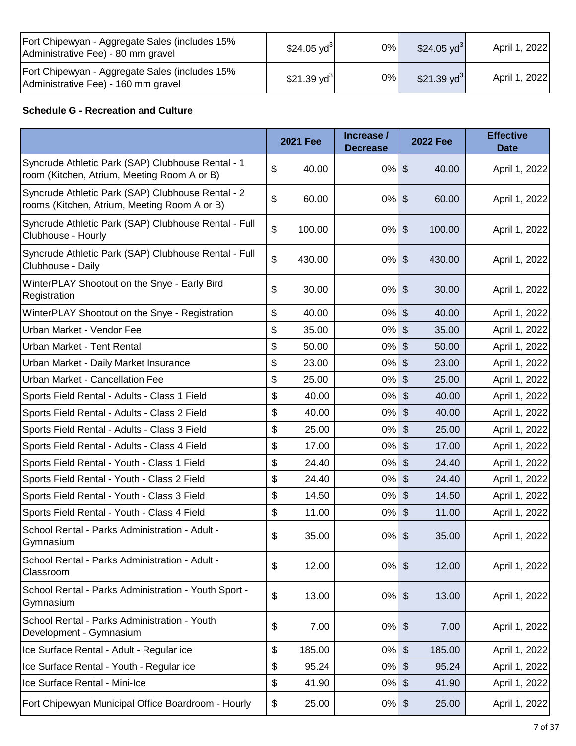| | | | | |
|---|---|---|---|---|
| Fort Chipewyan - Aggregate Sales (includes 15% Administrative Fee) - 80 mm gravel | $24.05 $yd^3$ | 0% | $24.05 $yd^3$ | April 1, 2022 |
| Fort Chipewyan - Aggregate Sales (includes 15% Administrative Fee) - 160 mm gravel | $21.39 $yd^3$ | 0% | $21.39 $yd^3$ | April 1, 2022 |

**Schedule G - Recreation and Culture**

| | 2021 Fee | Increase / Decrease | 2022 Fee | Effective Date |
|---|---|---|---|---|
| Syncrude Athletic Park (SAP) Clubhouse Rental - 1 room (Kitchen, Atrium, Meeting Room A or B) | $ 40.00 | 0% | $ 40.00 | April 1, 2022 |
| Syncrude Athletic Park (SAP) Clubhouse Rental - 2 rooms (Kitchen, Atrium, Meeting Room A or B) | $ 60.00 | 0% | $ 60.00 | April 1, 2022 |
| Syncrude Athletic Park (SAP) Clubhouse Rental - Full Clubhouse - Hourly | $ 100.00 | 0% | $ 100.00 | April 1, 2022 |
| Syncrude Athletic Park (SAP) Clubhouse Rental - Full Clubhouse - Daily | $ 430.00 | 0% | $ 430.00 | April 1, 2022 |
| WinterPLAY Shootout on the Snye - Early Bird Registration | $ 30.00 | 0% | $ 30.00 | April 1, 2022 |
| WinterPLAY Shootout on the Snye - Registration | $ 40.00 | 0% | $ 40.00 | April 1, 2022 |
| Urban Market - Vendor Fee | $ 35.00 | 0% | $ 35.00 | April 1, 2022 |
| Urban Market - Tent Rental | $ 50.00 | 0% | $ 50.00 | April 1, 2022 |
| Urban Market - Daily Market Insurance | $ 23.00 | 0% | $ 23.00 | April 1, 2022 |
| Urban Market - Cancellation Fee | $ 25.00 | 0% | $ 25.00 | April 1, 2022 |
| Sports Field Rental - Adults - Class 1 Field | $ 40.00 | 0% | $ 40.00 | April 1, 2022 |
| Sports Field Rental - Adults - Class 2 Field | $ 40.00 | 0% | $ 40.00 | April 1, 2022 |
| Sports Field Rental - Adults - Class 3 Field | $ 25.00 | 0% | $ 25.00 | April 1, 2022 |
| Sports Field Rental - Adults - Class 4 Field | $ 17.00 | 0% | $ 17.00 | April 1, 2022 |
| Sports Field Rental - Youth - Class 1 Field | $ 24.40 | 0% | $ 24.40 | April 1, 2022 |
| Sports Field Rental - Youth - Class 2 Field | $ 24.40 | 0% | $ 24.40 | April 1, 2022 |
| Sports Field Rental - Youth - Class 3 Field | $ 14.50 | 0% | $ 14.50 | April 1, 2022 |
| Sports Field Rental - Youth - Class 4 Field | $ 11.00 | 0% | $ 11.00 | April 1, 2022 |
| School Rental - Parks Administration - Adult - Gymnasium | $ 35.00 | 0% | $ 35.00 | April 1, 2022 |
| School Rental - Parks Administration - Adult - Classroom | $ 12.00 | 0% | $ 12.00 | April 1, 2022 |
| School Rental - Parks Administration - Youth Sport - Gymnasium | $ 13.00 | 0% | $ 13.00 | April 1, 2022 |
| School Rental - Parks Administration - Youth Development - Gymnasium | $ 7.00 | 0% | $ 7.00 | April 1, 2022 |
| Ice Surface Rental - Adult - Regular ice | $ 185.00 | 0% | $ 185.00 | April 1, 2022 |
| Ice Surface Rental - Youth - Regular ice | $ 95.24 | 0% | $ 95.24 | April 1, 2022 |
| Ice Surface Rental - Mini-Ice | $ 41.90 | 0% | $ 41.90 | April 1, 2022 |
| Fort Chipewyan Municipal Office Boardroom - Hourly | $ 25.00 | 0% | $ 25.00 | April 1, 2022 |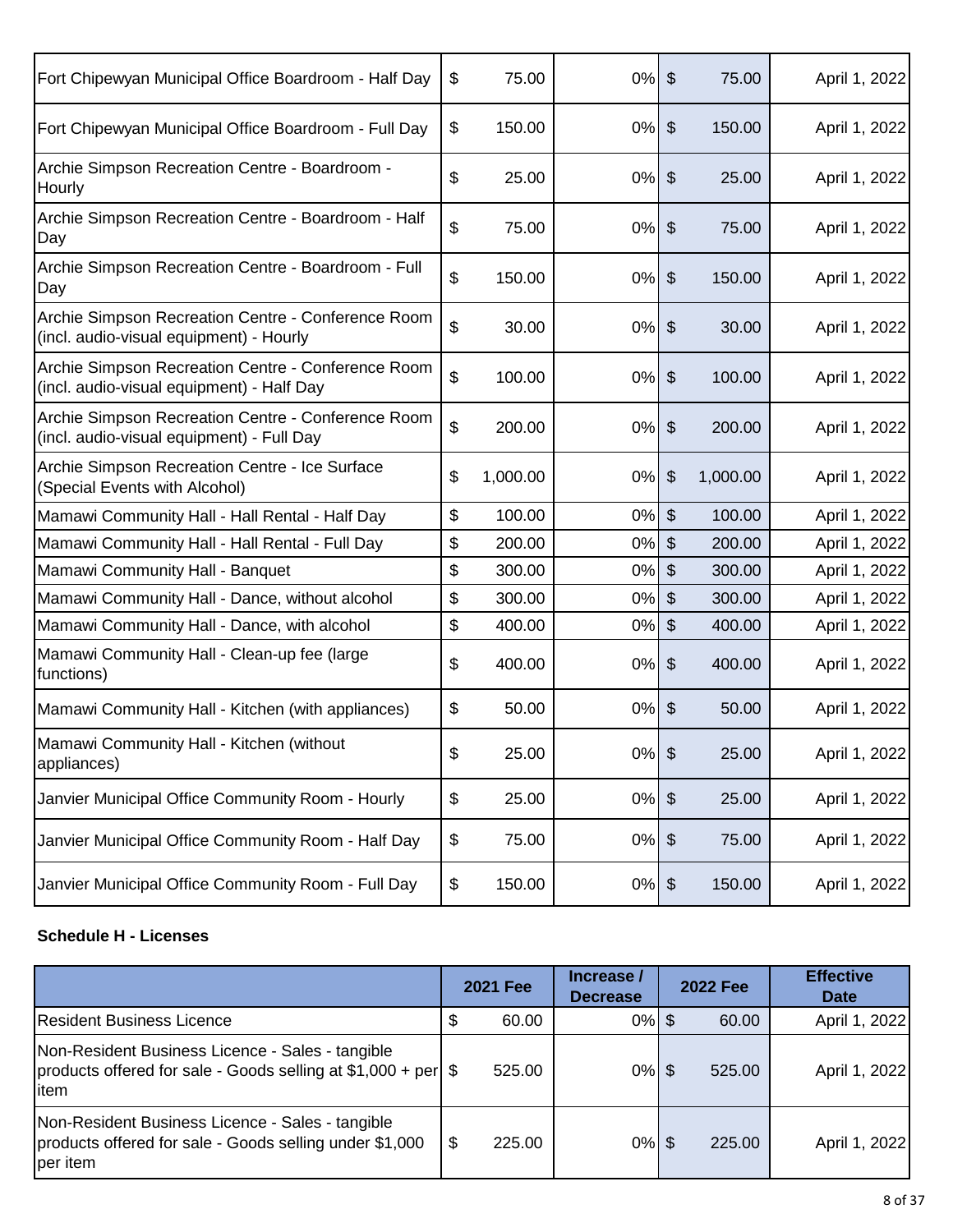| | 2021 Fee | Increase / Decrease | 2022 Fee | Effective Date |
|---|---|---|---|---|
| Fort Chipewyan Municipal Office Boardroom - Half Day | $ 75.00 | 0% | $ 75.00 | April 1, 2022 |
| Fort Chipewyan Municipal Office Boardroom - Full Day | $ 150.00 | 0% | $ 150.00 | April 1, 2022 |
| Archie Simpson Recreation Centre - Boardroom - Hourly | $ 25.00 | 0% | $ 25.00 | April 1, 2022 |
| Archie Simpson Recreation Centre - Boardroom - Half Day | $ 75.00 | 0% | $ 75.00 | April 1, 2022 |
| Archie Simpson Recreation Centre - Boardroom - Full Day | $ 150.00 | 0% | $ 150.00 | April 1, 2022 |
| Archie Simpson Recreation Centre - Conference Room (incl. audio-visual equipment) - Hourly | $ 30.00 | 0% | $ 30.00 | April 1, 2022 |
| Archie Simpson Recreation Centre - Conference Room (incl. audio-visual equipment) - Half Day | $ 100.00 | 0% | $ 100.00 | April 1, 2022 |
| Archie Simpson Recreation Centre - Conference Room (incl. audio-visual equipment) - Full Day | $ 200.00 | 0% | $ 200.00 | April 1, 2022 |
| Archie Simpson Recreation Centre - Ice Surface (Special Events with Alcohol) | $ 1,000.00 | 0% | $ 1,000.00 | April 1, 2022 |
| Mamawi Community Hall - Hall Rental - Half Day | $ 100.00 | 0% | $ 100.00 | April 1, 2022 |
| Mamawi Community Hall - Hall Rental - Full Day | $ 200.00 | 0% | $ 200.00 | April 1, 2022 |
| Mamawi Community Hall - Banquet | $ 300.00 | 0% | $ 300.00 | April 1, 2022 |
| Mamawi Community Hall - Dance, without alcohol | $ 300.00 | 0% | $ 300.00 | April 1, 2022 |
| Mamawi Community Hall - Dance, with alcohol | $ 400.00 | 0% | $ 400.00 | April 1, 2022 |
| Mamawi Community Hall - Clean-up fee (large functions) | $ 400.00 | 0% | $ 400.00 | April 1, 2022 |
| Mamawi Community Hall - Kitchen (with appliances) | $ 50.00 | 0% | $ 50.00 | April 1, 2022 |
| Mamawi Community Hall - Kitchen (without appliances) | $ 25.00 | 0% | $ 25.00 | April 1, 2022 |
| Janvier Municipal Office Community Room - Hourly | $ 25.00 | 0% | $ 25.00 | April 1, 2022 |
| Janvier Municipal Office Community Room - Half Day | $ 75.00 | 0% | $ 75.00 | April 1, 2022 |
| Janvier Municipal Office Community Room - Full Day | $ 150.00 | 0% | $ 150.00 | April 1, 2022 |

**Schedule H - Licenses**

| | 2021 Fee | Increase / Decrease | 2022 Fee | Effective Date |
|---|---|---|---|---|
| Resident Business Licence | $ 60.00 | 0% | $ 60.00 | April 1, 2022 |
| Non-Resident Business Licence - Sales - tangible products offered for sale - Goods selling at $1,000 + per item | $ 525.00 | 0% | $ 525.00 | April 1, 2022 |
| Non-Resident Business Licence - Sales - tangible products offered for sale - Goods selling under $1,000 per item | $ 225.00 | 0% | $ 225.00 | April 1, 2022 |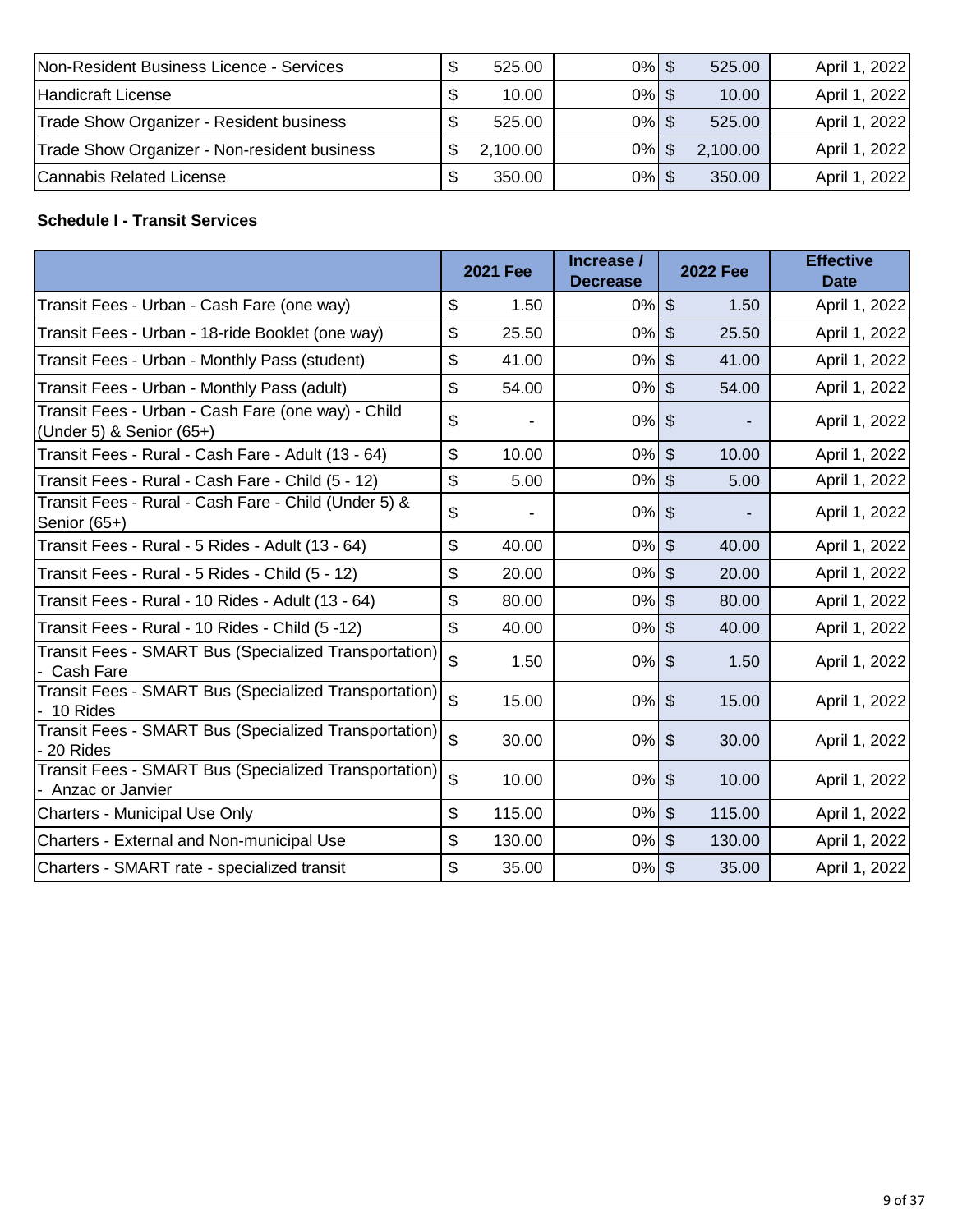| | | | | |
|---|---|---|---|---|
| Non-Resident Business Licence - Services | $ 525.00 | 0% | $ 525.00 | April 1, 2022 |
| Handicraft License | $ 10.00 | 0% | $ 10.00 | April 1, 2022 |
| Trade Show Organizer - Resident business | $ 525.00 | 0% | $ 525.00 | April 1, 2022 |
| Trade Show Organizer - Non-resident business | $ 2,100.00 | 0% | $ 2,100.00 | April 1, 2022 |
| Cannabis Related License | $ 350.00 | 0% | $ 350.00 | April 1, 2022 |

**Schedule I - Transit Services**

| | 2021 Fee | Increase / Decrease | 2022 Fee | Effective Date |
|---|---|---|---|---|
| Transit Fees - Urban - Cash Fare (one way) | $ 1.50 | 0% | $ 1.50 | April 1, 2022 |
| Transit Fees - Urban - 18-ride Booklet (one way) | $ 25.50 | 0% | $ 25.50 | April 1, 2022 |
| Transit Fees - Urban - Monthly Pass (student) | $ 41.00 | 0% | $ 41.00 | April 1, 2022 |
| Transit Fees - Urban - Monthly Pass (adult) | $ 54.00 | 0% | $ 54.00 | April 1, 2022 |
| Transit Fees - Urban - Cash Fare (one way) - Child (Under 5) & Senior (65+) | $ - | 0% | $ - | April 1, 2022 |
| Transit Fees - Rural - Cash Fare - Adult (13 - 64) | $ 10.00 | 0% | $ 10.00 | April 1, 2022 |
| Transit Fees - Rural - Cash Fare - Child (5 - 12) | $ 5.00 | 0% | $ 5.00 | April 1, 2022 |
| Transit Fees - Rural - Cash Fare - Child (Under 5) & Senior (65+) | $ - | 0% | $ - | April 1, 2022 |
| Transit Fees - Rural - 5 Rides - Adult (13 - 64) | $ 40.00 | 0% | $ 40.00 | April 1, 2022 |
| Transit Fees - Rural - 5 Rides - Child (5 - 12) | $ 20.00 | 0% | $ 20.00 | April 1, 2022 |
| Transit Fees - Rural - 10 Rides - Adult (13 - 64) | $ 80.00 | 0% | $ 80.00 | April 1, 2022 |
| Transit Fees - Rural - 10 Rides - Child (5 -12) | $ 40.00 | 0% | $ 40.00 | April 1, 2022 |
| Transit Fees - SMART Bus (Specialized Transportation) - Cash Fare | $ 1.50 | 0% | $ 1.50 | April 1, 2022 |
| Transit Fees - SMART Bus (Specialized Transportation) - 10 Rides | $ 15.00 | 0% | $ 15.00 | April 1, 2022 |
| Transit Fees - SMART Bus (Specialized Transportation) - 20 Rides | $ 30.00 | 0% | $ 30.00 | April 1, 2022 |
| Transit Fees - SMART Bus (Specialized Transportation) - Anzac or Janvier | $ 10.00 | 0% | $ 10.00 | April 1, 2022 |
| Charters - Municipal Use Only | $ 115.00 | 0% | $ 115.00 | April 1, 2022 |
| Charters - External and Non-municipal Use | $ 130.00 | 0% | $ 130.00 | April 1, 2022 |
| Charters - SMART rate - specialized transit | $ 35.00 | 0% | $ 35.00 | April 1, 2022 |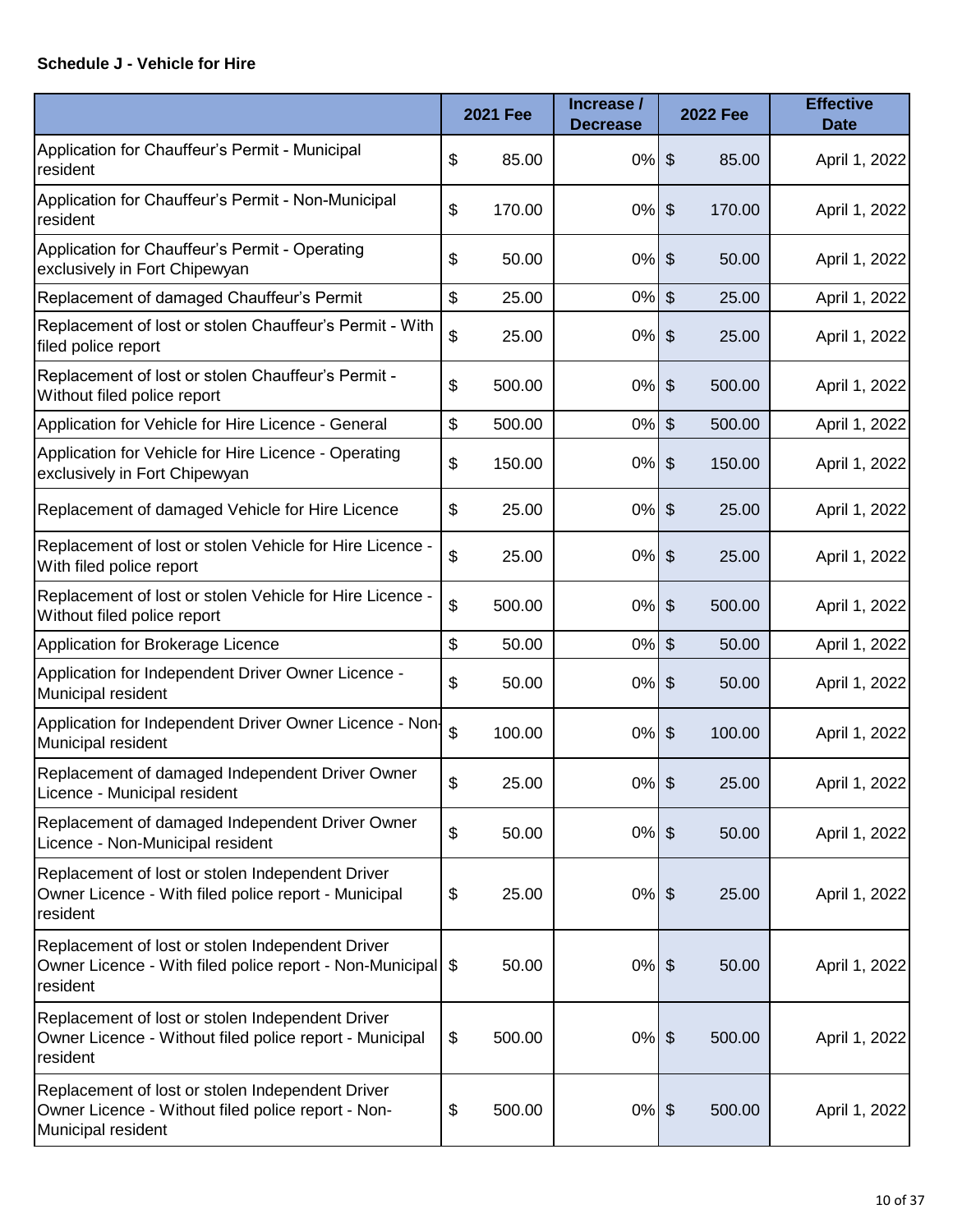**Schedule J - Vehicle for Hire**

| | 2021 Fee | Increase / Decrease | 2022 Fee | Effective Date |
|---|---|---|---|---|
| Application for Chauffeur's Permit - Municipal resident | $ 85.00 | 0% | $ 85.00 | April 1, 2022 |
| Application for Chauffeur's Permit - Non-Municipal resident | $ 170.00 | 0% | $ 170.00 | April 1, 2022 |
| Application for Chauffeur's Permit - Operating exclusively in Fort Chipewyan | $ 50.00 | 0% | $ 50.00 | April 1, 2022 |
| Replacement of damaged Chauffeur's Permit | $ 25.00 | 0% | $ 25.00 | April 1, 2022 |
| Replacement of lost or stolen Chauffeur's Permit - With filed police report | $ 25.00 | 0% | $ 25.00 | April 1, 2022 |
| Replacement of lost or stolen Chauffeur's Permit - Without filed police report | $ 500.00 | 0% | $ 500.00 | April 1, 2022 |
| Application for Vehicle for Hire Licence - General | $ 500.00 | 0% | $ 500.00 | April 1, 2022 |
| Application for Vehicle for Hire Licence - Operating exclusively in Fort Chipewyan | $ 150.00 | 0% | $ 150.00 | April 1, 2022 |
| Replacement of damaged Vehicle for Hire Licence | $ 25.00 | 0% | $ 25.00 | April 1, 2022 |
| Replacement of lost or stolen Vehicle for Hire Licence - With filed police report | $ 25.00 | 0% | $ 25.00 | April 1, 2022 |
| Replacement of lost or stolen Vehicle for Hire Licence - Without filed police report | $ 500.00 | 0% | $ 500.00 | April 1, 2022 |
| Application for Brokerage Licence | $ 50.00 | 0% | $ 50.00 | April 1, 2022 |
| Application for Independent Driver Owner Licence - Municipal resident | $ 50.00 | 0% | $ 50.00 | April 1, 2022 |
| Application for Independent Driver Owner Licence - Non-Municipal resident | $ 100.00 | 0% | $ 100.00 | April 1, 2022 |
| Replacement of damaged Independent Driver Owner Licence - Municipal resident | $ 25.00 | 0% | $ 25.00 | April 1, 2022 |
| Replacement of damaged Independent Driver Owner Licence - Non-Municipal resident | $ 50.00 | 0% | $ 50.00 | April 1, 2022 |
| Replacement of lost or stolen Independent Driver Owner Licence - With filed police report - Municipal resident | $ 25.00 | 0% | $ 25.00 | April 1, 2022 |
| Replacement of lost or stolen Independent Driver Owner Licence - With filed police report - Non-Municipal resident | $ 50.00 | 0% | $ 50.00 | April 1, 2022 |
| Replacement of lost or stolen Independent Driver Owner Licence - Without filed police report - Municipal resident | $ 500.00 | 0% | $ 500.00 | April 1, 2022 |
| Replacement of lost or stolen Independent Driver Owner Licence - Without filed police report - Non-Municipal resident | $ 500.00 | 0% | $ 500.00 | April 1, 2022 |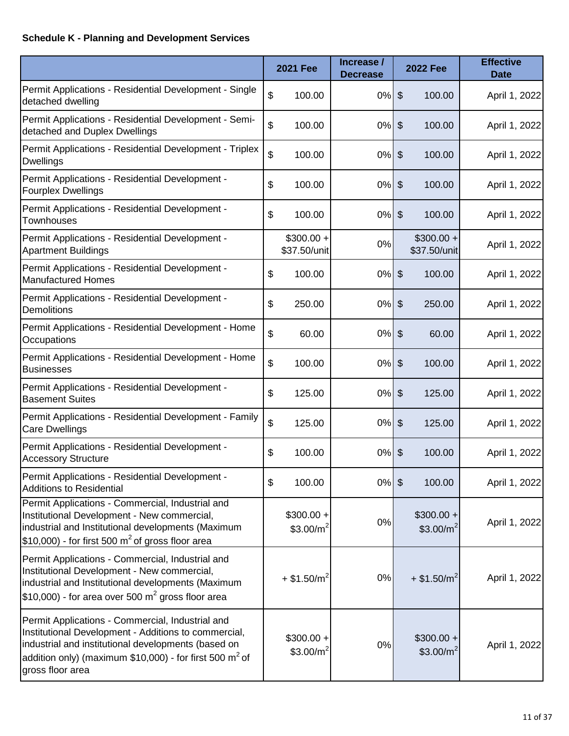**Schedule K - Planning and Development Services**

| | 2021 Fee | Increase / Decrease | 2022 Fee | Effective Date |
|---|---|---|---|---|
| Permit Applications - Residential Development - Single detached dwelling | $ 100.00 | 0% | $ 100.00 | April 1, 2022 |
| Permit Applications - Residential Development - Semi-detached and Duplex Dwellings | $ 100.00 | 0% | $ 100.00 | April 1, 2022 |
| Permit Applications - Residential Development - Triplex Dwellings | $ 100.00 | 0% | $ 100.00 | April 1, 2022 |
| Permit Applications - Residential Development - Fourplex Dwellings | $ 100.00 | 0% | $ 100.00 | April 1, 2022 |
| Permit Applications - Residential Development - Townhouses | $ 100.00 | 0% | $ 100.00 | April 1, 2022 |
| Permit Applications - Residential Development - Apartment Buildings | $300.00 + $37.50/unit | 0% | $300.00 + $37.50/unit | April 1, 2022 |
| Permit Applications - Residential Development - Manufactured Homes | $ 100.00 | 0% | $ 100.00 | April 1, 2022 |
| Permit Applications - Residential Development - Demolitions | $ 250.00 | 0% | $ 250.00 | April 1, 2022 |
| Permit Applications - Residential Development - Home Occupations | $ 60.00 | 0% | $ 60.00 | April 1, 2022 |
| Permit Applications - Residential Development - Home Businesses | $ 100.00 | 0% | $ 100.00 | April 1, 2022 |
| Permit Applications - Residential Development - Basement Suites | $ 125.00 | 0% | $ 125.00 | April 1, 2022 |
| Permit Applications - Residential Development - Family Care Dwellings | $ 125.00 | 0% | $ 125.00 | April 1, 2022 |
| Permit Applications - Residential Development - Accessory Structure | $ 100.00 | 0% | $ 100.00 | April 1, 2022 |
| Permit Applications - Residential Development - Additions to Residential | $ 100.00 | 0% | $ 100.00 | April 1, 2022 |
| Permit Applications - Commercial, Industrial and Institutional Development - New commercial, industrial and Institutional developments (Maximum $10,000) - for first 500 $m^2$ of gross floor area | $300.00 + $3.00/$m^2$ | 0% | $300.00 + $3.00/$m^2$ | April 1, 2022 |
| Permit Applications - Commercial, Industrial and Institutional Development - New commercial, industrial and Institutional developments (Maximum $10,000) - for area over 500 $m^2$ gross floor area | + $1.50/$m^2$ | 0% | + $1.50/$m^2$ | April 1, 2022 |
| Permit Applications - Commercial, Industrial and Institutional Development - Additions to commercial, industrial and institutional developments (based on addition only) (maximum $10,000) - for first 500 $m^2$ of gross floor area | $300.00 + $3.00/$m^2$ | 0% | $300.00 + $3.00/$m^2$ | April 1, 2022 |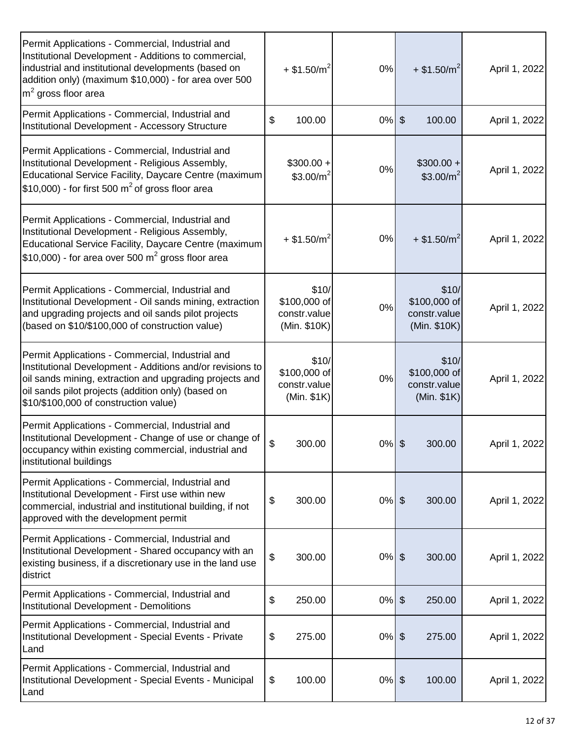| | | | | |
|---|---|---|---|---|
| Permit Applications - Commercial, Industrial and Institutional Development - Additions to commercial, industrial and institutional developments (based on addition only) (maximum $10,000) - for area over 500 $m^2$ gross floor area | + $1.50/$m^2$ | 0% | + $1.50/$m^2$ | April 1, 2022 |
| Permit Applications - Commercial, Industrial and Institutional Development - Accessory Structure | $ 100.00 | 0% | $ 100.00 | April 1, 2022 |
| Permit Applications - Commercial, Industrial and Institutional Development - Religious Assembly, Educational Service Facility, Daycare Centre (maximum $10,000) - for first 500 $m^2$ of gross floor area | $300.00 + $3.00/$m^2$ | 0% | $300.00 + $3.00/$m^2$ | April 1, 2022 |
| Permit Applications - Commercial, Industrial and Institutional Development - Religious Assembly, Educational Service Facility, Daycare Centre (maximum $10,000) - for area over 500 $m^2$ gross floor area | + $1.50/$m^2$ | 0% | + $1.50/$m^2$ | April 1, 2022 |
| Permit Applications - Commercial, Industrial and Institutional Development - Oil sands mining, extraction and upgrading projects and oil sands pilot projects (based on $10/$100,000 of construction value) | $10/ $100,000 of constr.value (Min. $10K) | 0% | $10/ $100,000 of constr.value (Min. $10K) | April 1, 2022 |
| Permit Applications - Commercial, Industrial and Institutional Development - Additions and/or revisions to oil sands mining, extraction and upgrading projects and oil sands pilot projects (addition only) (based on $10/$100,000 of construction value) | $10/ $100,000 of constr.value (Min. $1K) | 0% | $10/ $100,000 of constr.value (Min. $1K) | April 1, 2022 |
| Permit Applications - Commercial, Industrial and Institutional Development - Change of use or change of occupancy within existing commercial, industrial and institutional buildings | $ 300.00 | 0% | $ 300.00 | April 1, 2022 |
| Permit Applications - Commercial, Industrial and Institutional Development - First use within new commercial, industrial and institutional building, if not approved with the development permit | $ 300.00 | 0% | $ 300.00 | April 1, 2022 |
| Permit Applications - Commercial, Industrial and Institutional Development - Shared occupancy with an existing business, if a discretionary use in the land use district | $ 300.00 | 0% | $ 300.00 | April 1, 2022 |
| Permit Applications - Commercial, Industrial and Institutional Development - Demolitions | $ 250.00 | 0% | $ 250.00 | April 1, 2022 |
| Permit Applications - Commercial, Industrial and Institutional Development - Special Events - Private Land | $ 275.00 | 0% | $ 275.00 | April 1, 2022 |
| Permit Applications - Commercial, Industrial and Institutional Development - Special Events - Municipal Land | $ 100.00 | 0% | $ 100.00 | April 1, 2022 |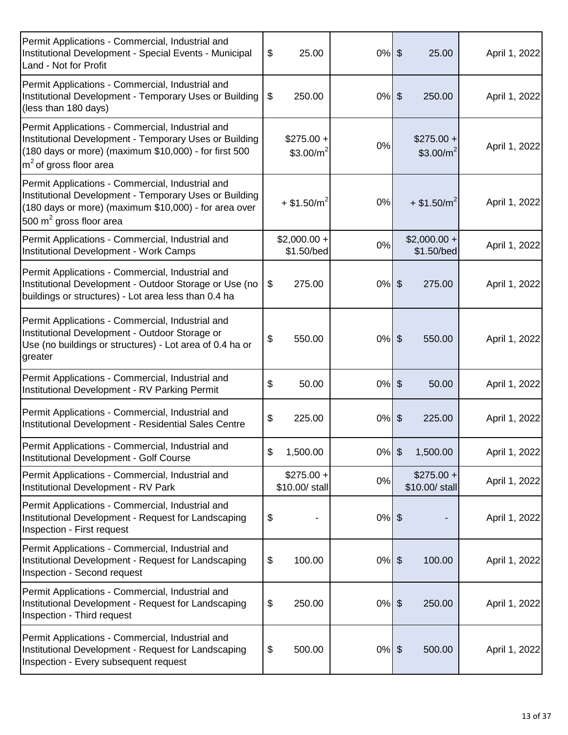| | | | | |
|---|---|---|---|---|
| Permit Applications - Commercial, Industrial and Institutional Development - Special Events - Municipal Land - Not for Profit | $ 25.00 | 0% | $ 25.00 | April 1, 2022 |
| Permit Applications - Commercial, Industrial and Institutional Development - Temporary Uses or Building (less than 180 days) | $ 250.00 | 0% | $ 250.00 | April 1, 2022 |
| Permit Applications - Commercial, Industrial and Institutional Development - Temporary Uses or Building (180 days or more) (maximum $10,000) - for first 500 $m^2$ of gross floor area | $275.00 + $3.00/$m^2$ | 0% | $275.00 + $3.00/$m^2$ | April 1, 2022 |
| Permit Applications - Commercial, Industrial and Institutional Development - Temporary Uses or Building (180 days or more) (maximum $10,000) - for area over 500 $m^2$ gross floor area | + $1.50/$m^2$ | 0% | + $1.50/$m^2$ | April 1, 2022 |
| Permit Applications - Commercial, Industrial and Institutional Development - Work Camps | $2,000.00 + $1.50/bed | 0% | $2,000.00 + $1.50/bed | April 1, 2022 |
| Permit Applications - Commercial, Industrial and Institutional Development - Outdoor Storage or Use (no buildings or structures) - Lot area less than 0.4 ha | $ 275.00 | 0% | $ 275.00 | April 1, 2022 |
| Permit Applications - Commercial, Industrial and Institutional Development - Outdoor Storage or Use (no buildings or structures) - Lot area of 0.4 ha or greater | $ 550.00 | 0% | $ 550.00 | April 1, 2022 |
| Permit Applications - Commercial, Industrial and Institutional Development - RV Parking Permit | $ 50.00 | 0% | $ 50.00 | April 1, 2022 |
| Permit Applications - Commercial, Industrial and Institutional Development - Residential Sales Centre | $ 225.00 | 0% | $ 225.00 | April 1, 2022 |
| Permit Applications - Commercial, Industrial and Institutional Development - Golf Course | $ 1,500.00 | 0% | $ 1,500.00 | April 1, 2022 |
| Permit Applications - Commercial, Industrial and Institutional Development - RV Park | $275.00 + $10.00/ stall | 0% | $275.00 + $10.00/ stall | April 1, 2022 |
| Permit Applications - Commercial, Industrial and Institutional Development - Request for Landscaping Inspection - First request | $ - | 0% | $ - | April 1, 2022 |
| Permit Applications - Commercial, Industrial and Institutional Development - Request for Landscaping Inspection - Second request | $ 100.00 | 0% | $ 100.00 | April 1, 2022 |
| Permit Applications - Commercial, Industrial and Institutional Development - Request for Landscaping Inspection - Third request | $ 250.00 | 0% | $ 250.00 | April 1, 2022 |
| Permit Applications - Commercial, Industrial and Institutional Development - Request for Landscaping Inspection - Every subsequent request | $ 500.00 | 0% | $ 500.00 | April 1, 2022 |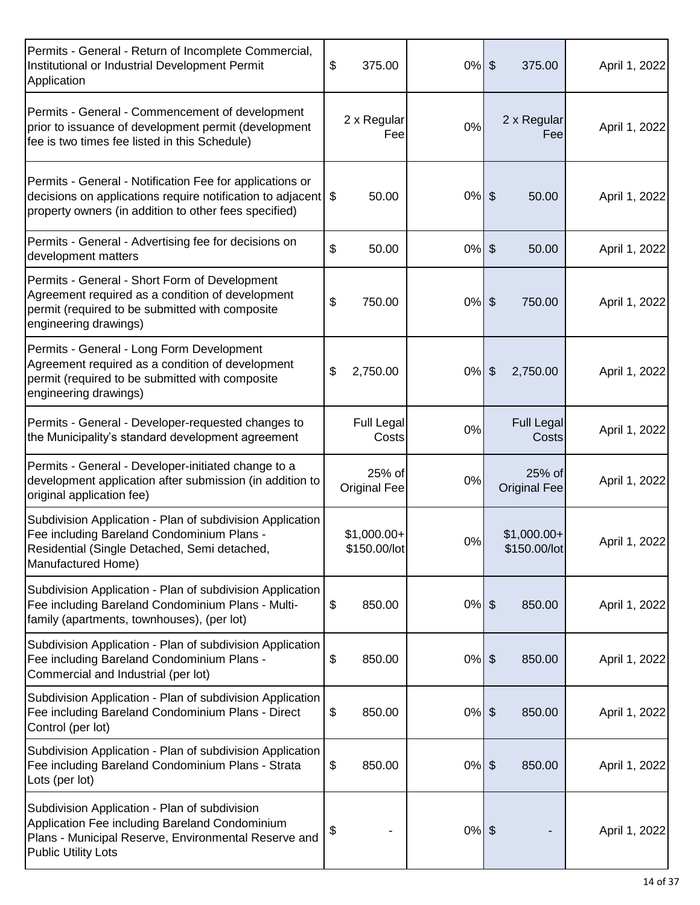| | | | | |
|---|---|---|---|---|
| Permits - General - Return of Incomplete Commercial, Institutional or Industrial Development Permit Application | $ 375.00 | 0% | $ 375.00 | April 1, 2022 |
| Permits - General - Commencement of development prior to issuance of development permit (development fee is two times fee listed in this Schedule) | 2 x Regular Fee | 0% | 2 x Regular Fee | April 1, 2022 |
| Permits - General - Notification Fee for applications or decisions on applications require notification to adjacent property owners (in addition to other fees specified) | $ 50.00 | 0% | $ 50.00 | April 1, 2022 |
| Permits - General - Advertising fee for decisions on development matters | $ 50.00 | 0% | $ 50.00 | April 1, 2022 |
| Permits - General - Short Form of Development Agreement required as a condition of development permit (required to be submitted with composite engineering drawings) | $ 750.00 | 0% | $ 750.00 | April 1, 2022 |
| Permits - General - Long Form Development Agreement required as a condition of development permit (required to be submitted with composite engineering drawings) | $ 2,750.00 | 0% | $ 2,750.00 | April 1, 2022 |
| Permits - General - Developer-requested changes to the Municipality's standard development agreement | Full Legal Costs | 0% | Full Legal Costs | April 1, 2022 |
| Permits - General - Developer-initiated change to a development application after submission (in addition to original application fee) | 25% of Original Fee | 0% | 25% of Original Fee | April 1, 2022 |
| Subdivision Application - Plan of subdivision Application Fee including Bareland Condominium Plans - Residential (Single Detached, Semi detached, Manufactured Home) | $1,000.00+ $150.00/lot | 0% | $1,000.00+ $150.00/lot | April 1, 2022 |
| Subdivision Application - Plan of subdivision Application Fee including Bareland Condominium Plans - Multi-family (apartments, townhouses), (per lot) | $ 850.00 | 0% | $ 850.00 | April 1, 2022 |
| Subdivision Application - Plan of subdivision Application Fee including Bareland Condominium Plans - Commercial and Industrial (per lot) | $ 850.00 | 0% | $ 850.00 | April 1, 2022 |
| Subdivision Application - Plan of subdivision Application Fee including Bareland Condominium Plans - Direct Control (per lot) | $ 850.00 | 0% | $ 850.00 | April 1, 2022 |
| Subdivision Application - Plan of subdivision Application Fee including Bareland Condominium Plans - Strata Lots (per lot) | $ 850.00 | 0% | $ 850.00 | April 1, 2022 |
| Subdivision Application - Plan of subdivision Application Fee including Bareland Condominium Plans - Municipal Reserve, Environmental Reserve and Public Utility Lots | $ - | 0% | $ - | April 1, 2022 |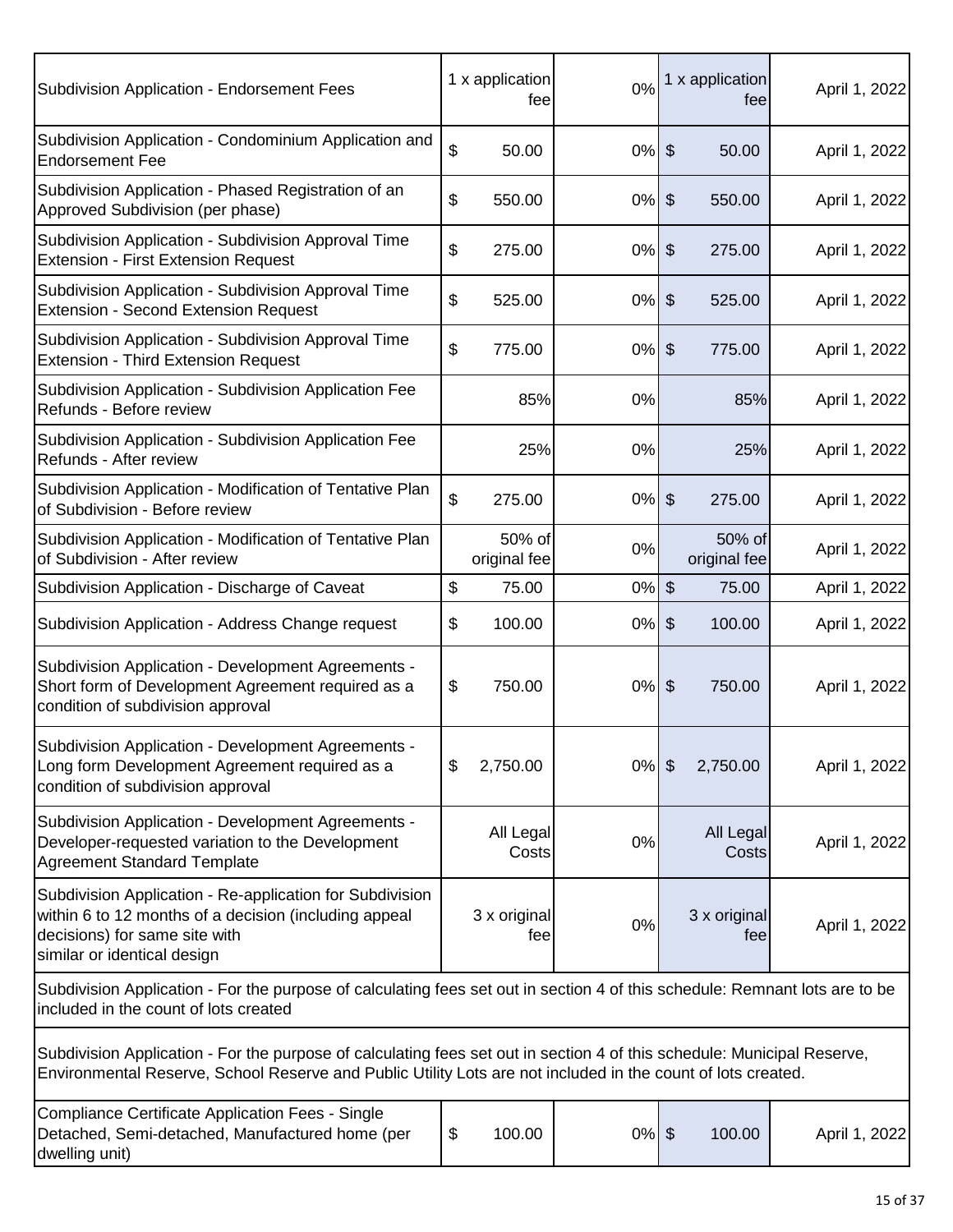| | | | | |
|---|---|---|---|---|
| Subdivision Application - Endorsement Fees | 1 x application fee | 0% | 1 x application fee | April 1, 2022 |
| Subdivision Application - Condominium Application and Endorsement Fee | $ 50.00 | 0% | $ 50.00 | April 1, 2022 |
| Subdivision Application - Phased Registration of an Approved Subdivision (per phase) | $ 550.00 | 0% | $ 550.00 | April 1, 2022 |
| Subdivision Application - Subdivision Approval Time Extension - First Extension Request | $ 275.00 | 0% | $ 275.00 | April 1, 2022 |
| Subdivision Application - Subdivision Approval Time Extension - Second Extension Request | $ 525.00 | 0% | $ 525.00 | April 1, 2022 |
| Subdivision Application - Subdivision Approval Time Extension - Third Extension Request | $ 775.00 | 0% | $ 775.00 | April 1, 2022 |
| Subdivision Application - Subdivision Application Fee Refunds - Before review | 85% | 0% | 85% | April 1, 2022 |
| Subdivision Application - Subdivision Application Fee Refunds - After review | 25% | 0% | 25% | April 1, 2022 |
| Subdivision Application - Modification of Tentative Plan of Subdivision - Before review | $ 275.00 | 0% | $ 275.00 | April 1, 2022 |
| Subdivision Application - Modification of Tentative Plan of Subdivision - After review | 50% of original fee | 0% | 50% of original fee | April 1, 2022 |
| Subdivision Application - Discharge of Caveat | $ 75.00 | 0% | $ 75.00 | April 1, 2022 |
| Subdivision Application - Address Change request | $ 100.00 | 0% | $ 100.00 | April 1, 2022 |
| Subdivision Application - Development Agreements - Short form of Development Agreement required as a condition of subdivision approval | $ 750.00 | 0% | $ 750.00 | April 1, 2022 |
| Subdivision Application - Development Agreements - Long form Development Agreement required as a condition of subdivision approval | $ 2,750.00 | 0% | $ 2,750.00 | April 1, 2022 |
| Subdivision Application - Development Agreements - Developer-requested variation to the Development Agreement Standard Template | All Legal Costs | 0% | All Legal Costs | April 1, 2022 |
| Subdivision Application - Re-application for Subdivision within 6 to 12 months of a decision (including appeal decisions) for same site with similar or identical design | 3 x original fee | 0% | 3 x original fee | April 1, 2022 |
| Subdivision Application - For the purpose of calculating fees set out in section 4 of this schedule: Remnant lots are to be included in the count of lots created | | | | |
| Subdivision Application - For the purpose of calculating fees set out in section 4 of this schedule: Municipal Reserve, Environmental Reserve, School Reserve and Public Utility Lots are not included in the count of lots created. | | | | |
| Compliance Certificate Application Fees - Single Detached, Semi-detached, Manufactured home (per dwelling unit) | $ 100.00 | 0% | $ 100.00 | April 1, 2022 |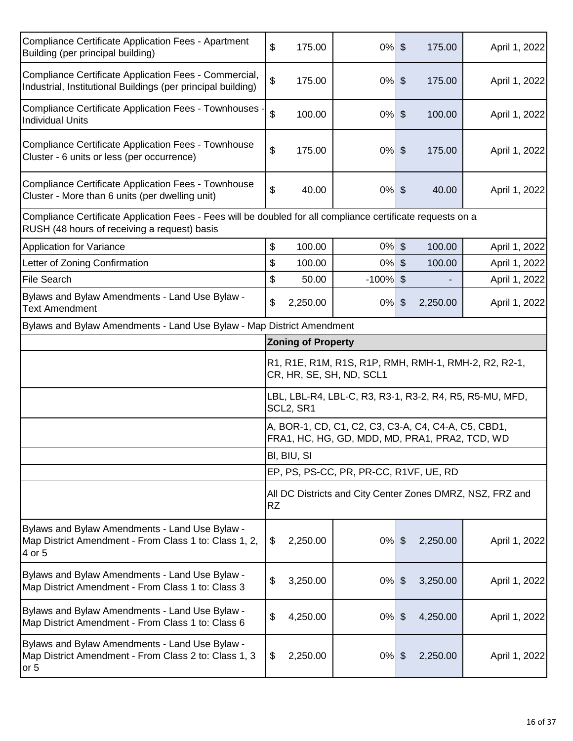| Description | Current Fee | | % Change | New Fee | | Effective Date |
|---|---|---|---|---|---|---|
| Compliance Certificate Application Fees - Apartment Building (per principal building) | $ | 175.00 | 0% | $ | 175.00 | April 1, 2022 |
| Compliance Certificate Application Fees - Commercial, Industrial, Institutional Buildings (per principal building) | $ | 175.00 | 0% | $ | 175.00 | April 1, 2022 |
| Compliance Certificate Application Fees - Townhouses - Individual Units | $ | 100.00 | 0% | $ | 100.00 | April 1, 2022 |
| Compliance Certificate Application Fees - Townhouse Cluster - 6 units or less (per occurrence) | $ | 175.00 | 0% | $ | 175.00 | April 1, 2022 |
| Compliance Certificate Application Fees - Townhouse Cluster - More than 6 units (per dwelling unit) | $ | 40.00 | 0% | $ | 40.00 | April 1, 2022 |
| Compliance Certificate Application Fees - Fees will be doubled for all compliance certificate requests on a RUSH (48 hours of receiving a request) basis | | | | | | |
| Application for Variance | $ | 100.00 | 0% | $ | 100.00 | April 1, 2022 |
| Letter of Zoning Confirmation | $ | 100.00 | 0% | $ | 100.00 | April 1, 2022 |
| File Search | $ | 50.00 | -100% | $ | - | April 1, 2022 |
| Bylaws and Bylaw Amendments - Land Use Bylaw - Text Amendment | $ | 2,250.00 | 0% | $ | 2,250.00 | April 1, 2022 |
| Bylaws and Bylaw Amendments - Land Use Bylaw - Map District Amendment | | | | | | |
| | **Zoning of Property** | | | | | |
| | R1, R1E, R1M, R1S, R1P, RMH, RMH-1, RMH-2, R2, R2-1, CR, HR, SE, SH, ND, SCL1 | | | | | |
| | LBL, LBL-R4, LBL-C, R3, R3-1, R3-2, R4, R5, R5-MU, MFD, SCL2, SR1 | | | | | |
| | A, BOR-1, CD, C1, C2, C3, C3-A, C4, C4-A, C5, CBD1, FRA1, HC, HG, GD, MDD, MD, PRA1, PRA2, TCD, WD | | | | | |
| | BI, BIU, SI | | | | | |
| | EP, PS, PS-CC, PR, PR-CC, R1VF, UE, RD | | | | | |
| | All DC Districts and City Center Zones DMRZ, NSZ, FRZ and RZ | | | | | |
| Bylaws and Bylaw Amendments - Land Use Bylaw - Map District Amendment - From Class 1 to: Class 1, 2, 4 or 5 | $ | 2,250.00 | 0% | $ | 2,250.00 | April 1, 2022 |
| Bylaws and Bylaw Amendments - Land Use Bylaw - Map District Amendment - From Class 1 to: Class 3 | $ | 3,250.00 | 0% | $ | 3,250.00 | April 1, 2022 |
| Bylaws and Bylaw Amendments - Land Use Bylaw - Map District Amendment - From Class 1 to: Class 6 | $ | 4,250.00 | 0% | $ | 4,250.00 | April 1, 2022 |
| Bylaws and Bylaw Amendments - Land Use Bylaw - Map District Amendment - From Class 2 to: Class 1, 3 or 5 | $ | 2,250.00 | 0% | $ | 2,250.00 | April 1, 2022 |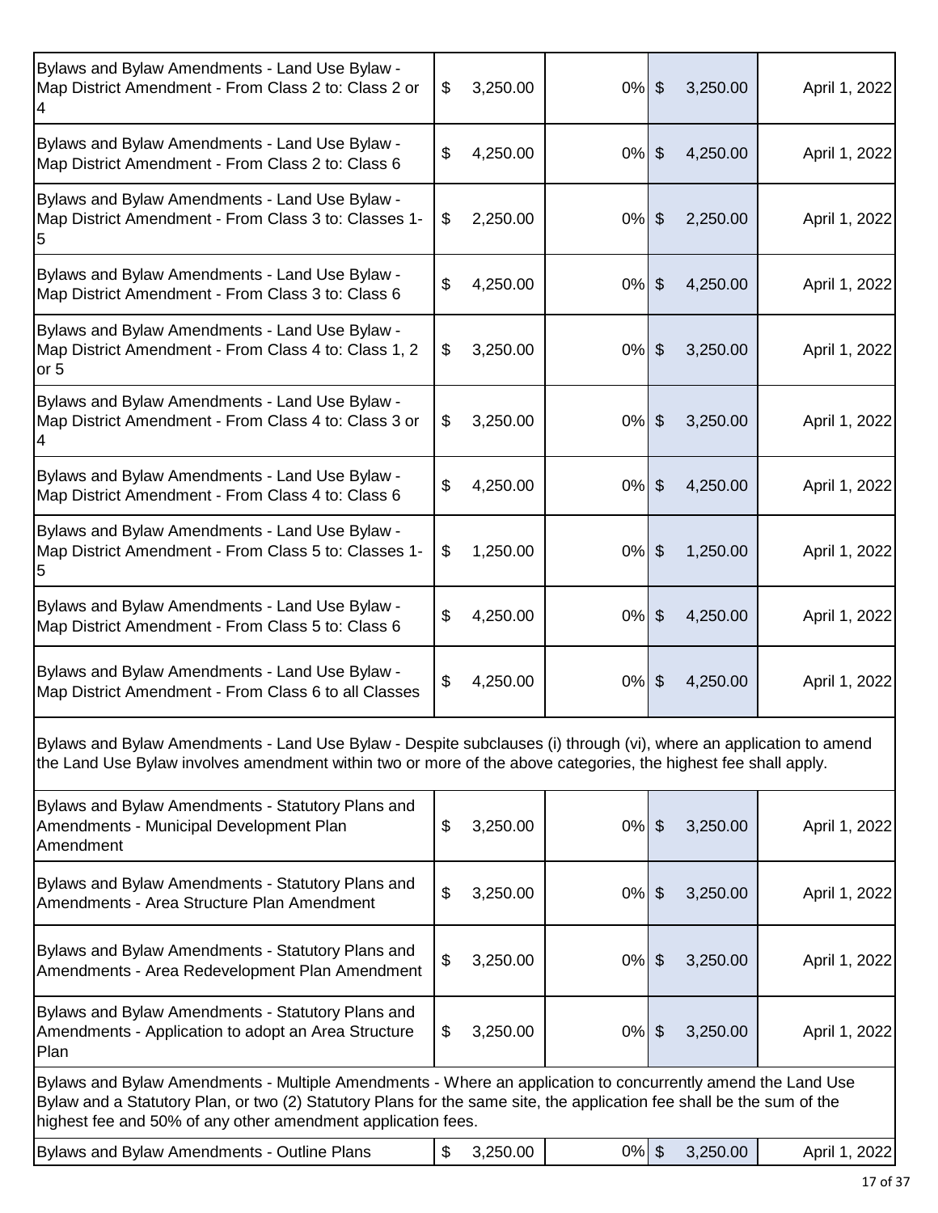| | | | | |
|---|---|---|---|---|
| Bylaws and Bylaw Amendments - Land Use Bylaw - Map District Amendment - From Class 2 to: Class 2 or 4 | $ 3,250.00 | 0% | $ 3,250.00 | April 1, 2022 |
| Bylaws and Bylaw Amendments - Land Use Bylaw - Map District Amendment - From Class 2 to: Class 6 | $ 4,250.00 | 0% | $ 4,250.00 | April 1, 2022 |
| Bylaws and Bylaw Amendments - Land Use Bylaw - Map District Amendment - From Class 3 to: Classes 1-5 | $ 2,250.00 | 0% | $ 2,250.00 | April 1, 2022 |
| Bylaws and Bylaw Amendments - Land Use Bylaw - Map District Amendment - From Class 3 to: Class 6 | $ 4,250.00 | 0% | $ 4,250.00 | April 1, 2022 |
| Bylaws and Bylaw Amendments - Land Use Bylaw - Map District Amendment - From Class 4 to: Class 1, 2 or 5 | $ 3,250.00 | 0% | $ 3,250.00 | April 1, 2022 |
| Bylaws and Bylaw Amendments - Land Use Bylaw - Map District Amendment - From Class 4 to: Class 3 or 4 | $ 3,250.00 | 0% | $ 3,250.00 | April 1, 2022 |
| Bylaws and Bylaw Amendments - Land Use Bylaw - Map District Amendment - From Class 4 to: Class 6 | $ 4,250.00 | 0% | $ 4,250.00 | April 1, 2022 |
| Bylaws and Bylaw Amendments - Land Use Bylaw - Map District Amendment - From Class 5 to: Classes 1-5 | $ 1,250.00 | 0% | $ 1,250.00 | April 1, 2022 |
| Bylaws and Bylaw Amendments - Land Use Bylaw - Map District Amendment - From Class 5 to: Class 6 | $ 4,250.00 | 0% | $ 4,250.00 | April 1, 2022 |
| Bylaws and Bylaw Amendments - Land Use Bylaw - Map District Amendment - From Class 6 to all Classes | $ 4,250.00 | 0% | $ 4,250.00 | April 1, 2022 |
| Bylaws and Bylaw Amendments - Land Use Bylaw - Despite subclauses (i) through (vi), where an application to amend the Land Use Bylaw involves amendment within two or more of the above categories, the highest fee shall apply. | | | | |
| Bylaws and Bylaw Amendments - Statutory Plans and Amendments - Municipal Development Plan Amendment | $ 3,250.00 | 0% | $ 3,250.00 | April 1, 2022 |
| Bylaws and Bylaw Amendments - Statutory Plans and Amendments - Area Structure Plan Amendment | $ 3,250.00 | 0% | $ 3,250.00 | April 1, 2022 |
| Bylaws and Bylaw Amendments - Statutory Plans and Amendments - Area Redevelopment Plan Amendment | $ 3,250.00 | 0% | $ 3,250.00 | April 1, 2022 |
| Bylaws and Bylaw Amendments - Statutory Plans and Amendments - Application to adopt an Area Structure Plan | $ 3,250.00 | 0% | $ 3,250.00 | April 1, 2022 |
| Bylaws and Bylaw Amendments - Multiple Amendments - Where an application to concurrently amend the Land Use Bylaw and a Statutory Plan, or two (2) Statutory Plans for the same site, the application fee shall be the sum of the highest fee and 50% of any other amendment application fees. | | | | |
| Bylaws and Bylaw Amendments - Outline Plans | $ 3,250.00 | 0% | $ 3,250.00 | April 1, 2022 |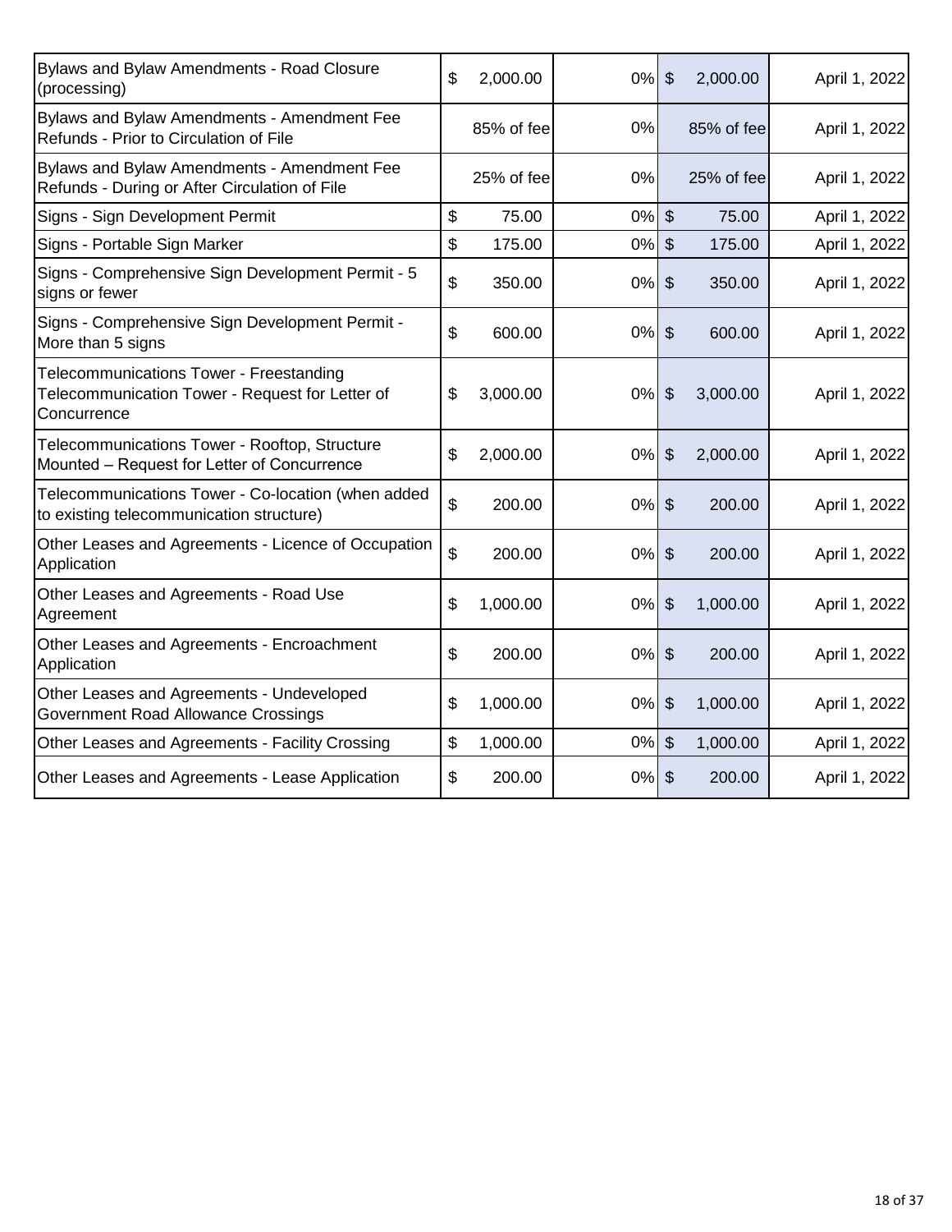| | | | | |
|---|---|---|---|---|
| Bylaws and Bylaw Amendments - Road Closure (processing) | $ 2,000.00 | 0% | $ 2,000.00 | April 1, 2022 |
| Bylaws and Bylaw Amendments - Amendment Fee Refunds - Prior to Circulation of File | 85% of fee | 0% | 85% of fee | April 1, 2022 |
| Bylaws and Bylaw Amendments - Amendment Fee Refunds - During or After Circulation of File | 25% of fee | 0% | 25% of fee | April 1, 2022 |
| Signs - Sign Development Permit | $ 75.00 | 0% | $ 75.00 | April 1, 2022 |
| Signs - Portable Sign Marker | $ 175.00 | 0% | $ 175.00 | April 1, 2022 |
| Signs - Comprehensive Sign Development Permit - 5 signs or fewer | $ 350.00 | 0% | $ 350.00 | April 1, 2022 |
| Signs - Comprehensive Sign Development Permit - More than 5 signs | $ 600.00 | 0% | $ 600.00 | April 1, 2022 |
| Telecommunications Tower - Freestanding Telecommunication Tower - Request for Letter of Concurrence | $ 3,000.00 | 0% | $ 3,000.00 | April 1, 2022 |
| Telecommunications Tower - Rooftop, Structure Mounted – Request for Letter of Concurrence | $ 2,000.00 | 0% | $ 2,000.00 | April 1, 2022 |
| Telecommunications Tower - Co-location (when added to existing telecommunication structure) | $ 200.00 | 0% | $ 200.00 | April 1, 2022 |
| Other Leases and Agreements - Licence of Occupation Application | $ 200.00 | 0% | $ 200.00 | April 1, 2022 |
| Other Leases and Agreements - Road Use Agreement | $ 1,000.00 | 0% | $ 1,000.00 | April 1, 2022 |
| Other Leases and Agreements - Encroachment Application | $ 200.00 | 0% | $ 200.00 | April 1, 2022 |
| Other Leases and Agreements - Undeveloped Government Road Allowance Crossings | $ 1,000.00 | 0% | $ 1,000.00 | April 1, 2022 |
| Other Leases and Agreements - Facility Crossing | $ 1,000.00 | 0% | $ 1,000.00 | April 1, 2022 |
| Other Leases and Agreements - Lease Application | $ 200.00 | 0% | $ 200.00 | April 1, 2022 |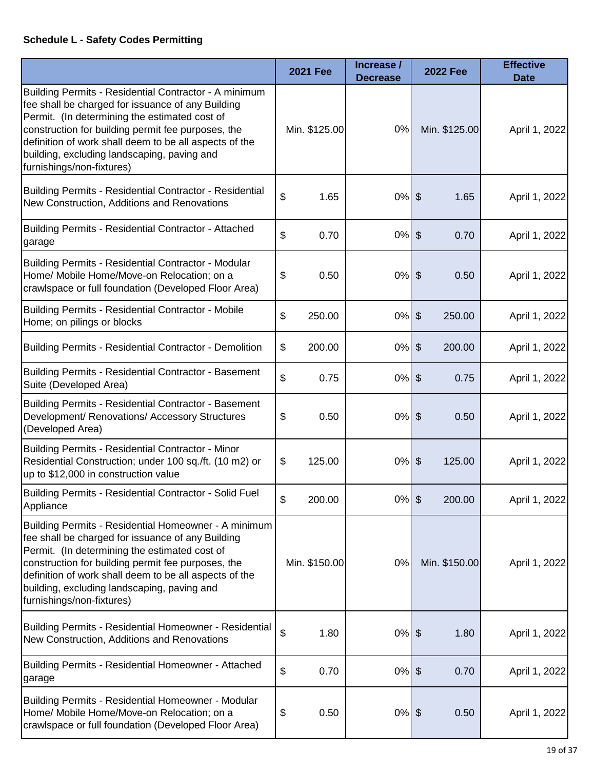**Schedule L - Safety Codes Permitting**

| | 2021 Fee | Increase / Decrease | 2022 Fee | Effective Date |
|---|---|---|---|---|
| Building Permits - Residential Contractor - A minimum fee shall be charged for issuance of any Building Permit. (In determining the estimated cost of construction for building permit fee purposes, the definition of work shall deem to be all aspects of the building, excluding landscaping, paving and furnishings/non-fixtures) | Min. $125.00 | 0% | Min. $125.00 | April 1, 2022 |
| Building Permits - Residential Contractor - Residential New Construction, Additions and Renovations | $ 1.65 | 0% | $ 1.65 | April 1, 2022 |
| Building Permits - Residential Contractor - Attached garage | $ 0.70 | 0% | $ 0.70 | April 1, 2022 |
| Building Permits - Residential Contractor - Modular Home/ Mobile Home/Move-on Relocation; on a crawlspace or full foundation (Developed Floor Area) | $ 0.50 | 0% | $ 0.50 | April 1, 2022 |
| Building Permits - Residential Contractor - Mobile Home; on pilings or blocks | $ 250.00 | 0% | $ 250.00 | April 1, 2022 |
| Building Permits - Residential Contractor - Demolition | $ 200.00 | 0% | $ 200.00 | April 1, 2022 |
| Building Permits - Residential Contractor - Basement Suite (Developed Area) | $ 0.75 | 0% | $ 0.75 | April 1, 2022 |
| Building Permits - Residential Contractor - Basement Development/ Renovations/ Accessory Structures (Developed Area) | $ 0.50 | 0% | $ 0.50 | April 1, 2022 |
| Building Permits - Residential Contractor - Minor Residential Construction; under 100 sq./ft. (10 m2) or up to $12,000 in construction value | $ 125.00 | 0% | $ 125.00 | April 1, 2022 |
| Building Permits - Residential Contractor - Solid Fuel Appliance | $ 200.00 | 0% | $ 200.00 | April 1, 2022 |
| Building Permits - Residential Homeowner - A minimum fee shall be charged for issuance of any Building Permit. (In determining the estimated cost of construction for building permit fee purposes, the definition of work shall deem to be all aspects of the building, excluding landscaping, paving and furnishings/non-fixtures) | Min. $150.00 | 0% | Min. $150.00 | April 1, 2022 |
| Building Permits - Residential Homeowner - Residential New Construction, Additions and Renovations | $ 1.80 | 0% | $ 1.80 | April 1, 2022 |
| Building Permits - Residential Homeowner - Attached garage | $ 0.70 | 0% | $ 0.70 | April 1, 2022 |
| Building Permits - Residential Homeowner - Modular Home/ Mobile Home/Move-on Relocation; on a crawlspace or full foundation (Developed Floor Area) | $ 0.50 | 0% | $ 0.50 | April 1, 2022 |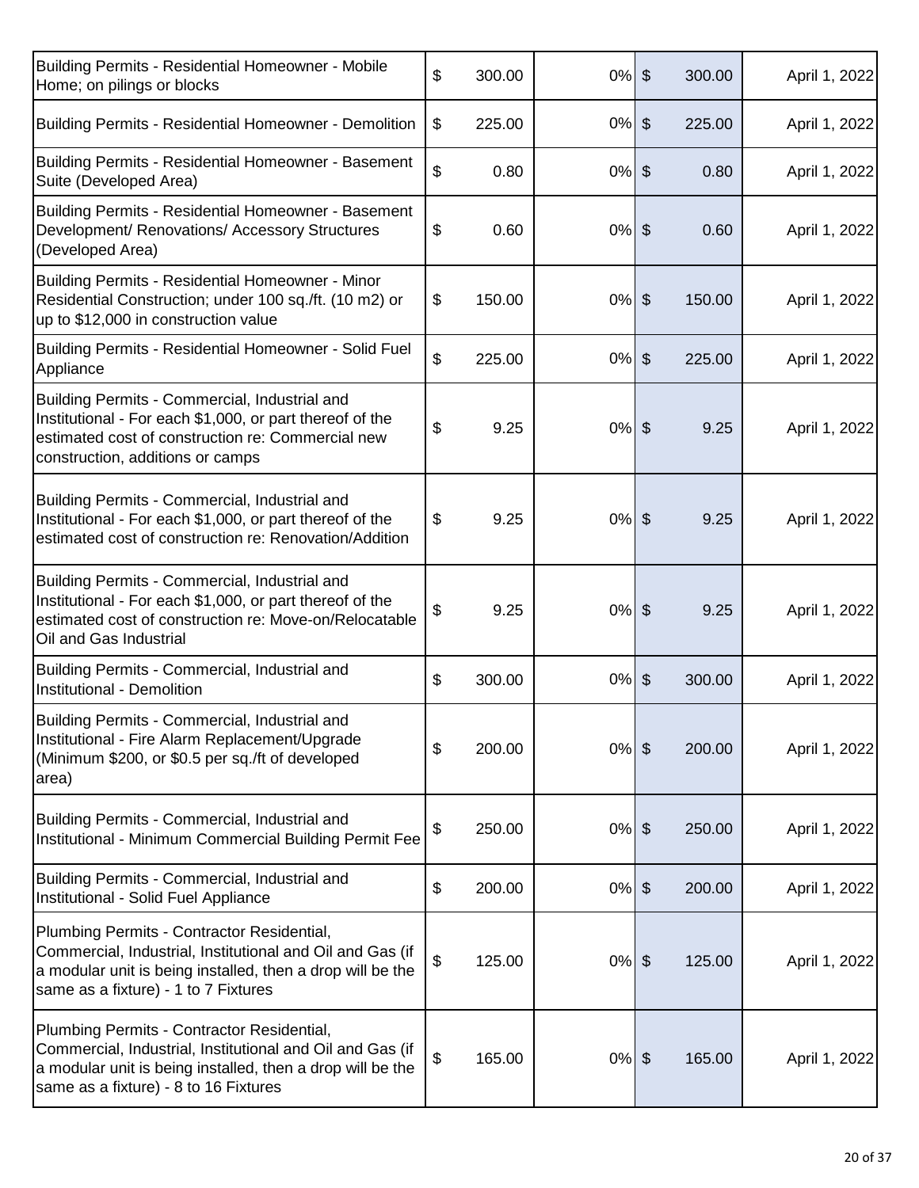| | | | | |
|---|---|---|---|---|
| Building Permits - Residential Homeowner - Mobile Home; on pilings or blocks | $ 300.00 | 0% | $ 300.00 | April 1, 2022 |
| Building Permits - Residential Homeowner - Demolition | $ 225.00 | 0% | $ 225.00 | April 1, 2022 |
| Building Permits - Residential Homeowner - Basement Suite (Developed Area) | $ 0.80 | 0% | $ 0.80 | April 1, 2022 |
| Building Permits - Residential Homeowner - Basement Development/ Renovations/ Accessory Structures (Developed Area) | $ 0.60 | 0% | $ 0.60 | April 1, 2022 |
| Building Permits - Residential Homeowner - Minor Residential Construction; under 100 sq./ft. (10 m2) or up to $12,000 in construction value | $ 150.00 | 0% | $ 150.00 | April 1, 2022 |
| Building Permits - Residential Homeowner - Solid Fuel Appliance | $ 225.00 | 0% | $ 225.00 | April 1, 2022 |
| Building Permits - Commercial, Industrial and Institutional - For each $1,000, or part thereof of the estimated cost of construction re: Commercial new construction, additions or camps | $ 9.25 | 0% | $ 9.25 | April 1, 2022 |
| Building Permits - Commercial, Industrial and Institutional - For each $1,000, or part thereof of the estimated cost of construction re: Renovation/Addition | $ 9.25 | 0% | $ 9.25 | April 1, 2022 |
| Building Permits - Commercial, Industrial and Institutional - For each $1,000, or part thereof of the estimated cost of construction re: Move-on/Relocatable Oil and Gas Industrial | $ 9.25 | 0% | $ 9.25 | April 1, 2022 |
| Building Permits - Commercial, Industrial and Institutional - Demolition | $ 300.00 | 0% | $ 300.00 | April 1, 2022 |
| Building Permits - Commercial, Industrial and Institutional - Fire Alarm Replacement/Upgrade (Minimum $200, or $0.5 per sq./ft of developed area) | $ 200.00 | 0% | $ 200.00 | April 1, 2022 |
| Building Permits - Commercial, Industrial and Institutional - Minimum Commercial Building Permit Fee | $ 250.00 | 0% | $ 250.00 | April 1, 2022 |
| Building Permits - Commercial, Industrial and Institutional - Solid Fuel Appliance | $ 200.00 | 0% | $ 200.00 | April 1, 2022 |
| Plumbing Permits - Contractor Residential, Commercial, Industrial, Institutional and Oil and Gas (if a modular unit is being installed, then a drop will be the same as a fixture) - 1 to 7 Fixtures | $ 125.00 | 0% | $ 125.00 | April 1, 2022 |
| Plumbing Permits - Contractor Residential, Commercial, Industrial, Institutional and Oil and Gas (if a modular unit is being installed, then a drop will be the same as a fixture) - 8 to 16 Fixtures | $ 165.00 | 0% | $ 165.00 | April 1, 2022 |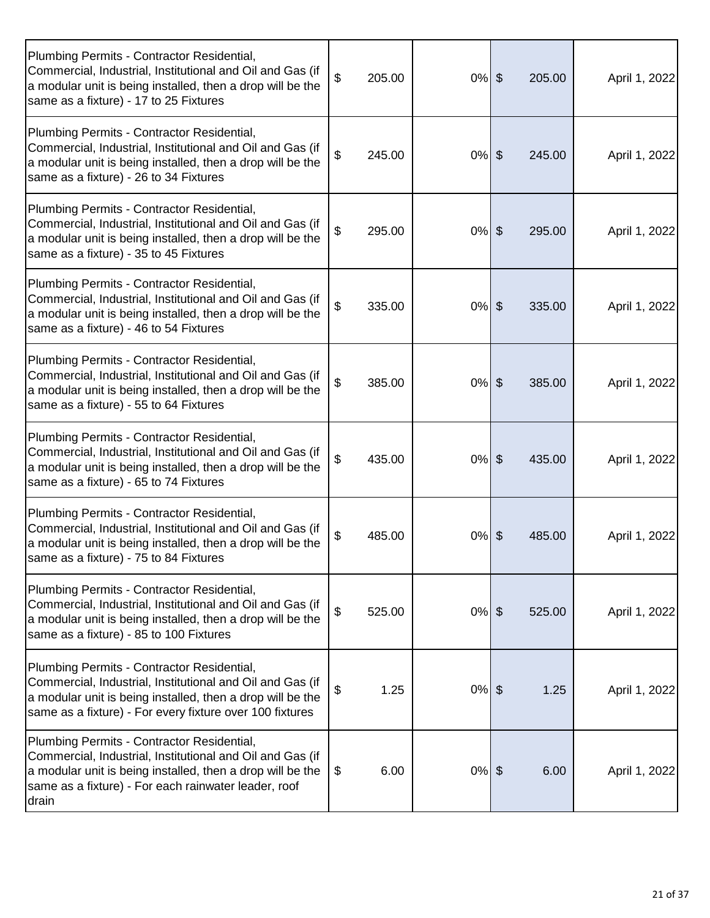| | | | | |
|---|---|---|---|---|
| Plumbing Permits - Contractor Residential, Commercial, Industrial, Institutional and Oil and Gas (if a modular unit is being installed, then a drop will be the same as a fixture) - 17 to 25 Fixtures | $ 205.00 | 0% | $ 205.00 | April 1, 2022 |
| Plumbing Permits - Contractor Residential, Commercial, Industrial, Institutional and Oil and Gas (if a modular unit is being installed, then a drop will be the same as a fixture) - 26 to 34 Fixtures | $ 245.00 | 0% | $ 245.00 | April 1, 2022 |
| Plumbing Permits - Contractor Residential, Commercial, Industrial, Institutional and Oil and Gas (if a modular unit is being installed, then a drop will be the same as a fixture) - 35 to 45 Fixtures | $ 295.00 | 0% | $ 295.00 | April 1, 2022 |
| Plumbing Permits - Contractor Residential, Commercial, Industrial, Institutional and Oil and Gas (if a modular unit is being installed, then a drop will be the same as a fixture) - 46 to 54 Fixtures | $ 335.00 | 0% | $ 335.00 | April 1, 2022 |
| Plumbing Permits - Contractor Residential, Commercial, Industrial, Institutional and Oil and Gas (if a modular unit is being installed, then a drop will be the same as a fixture) - 55 to 64 Fixtures | $ 385.00 | 0% | $ 385.00 | April 1, 2022 |
| Plumbing Permits - Contractor Residential, Commercial, Industrial, Institutional and Oil and Gas (if a modular unit is being installed, then a drop will be the same as a fixture) - 65 to 74 Fixtures | $ 435.00 | 0% | $ 435.00 | April 1, 2022 |
| Plumbing Permits - Contractor Residential, Commercial, Industrial, Institutional and Oil and Gas (if a modular unit is being installed, then a drop will be the same as a fixture) - 75 to 84 Fixtures | $ 485.00 | 0% | $ 485.00 | April 1, 2022 |
| Plumbing Permits - Contractor Residential, Commercial, Industrial, Institutional and Oil and Gas (if a modular unit is being installed, then a drop will be the same as a fixture) - 85 to 100 Fixtures | $ 525.00 | 0% | $ 525.00 | April 1, 2022 |
| Plumbing Permits - Contractor Residential, Commercial, Industrial, Institutional and Oil and Gas (if a modular unit is being installed, then a drop will be the same as a fixture) - For every fixture over 100 fixtures | $ 1.25 | 0% | $ 1.25 | April 1, 2022 |
| Plumbing Permits - Contractor Residential, Commercial, Industrial, Institutional and Oil and Gas (if a modular unit is being installed, then a drop will be the same as a fixture) - For each rainwater leader, roof drain | $ 6.00 | 0% | $ 6.00 | April 1, 2022 |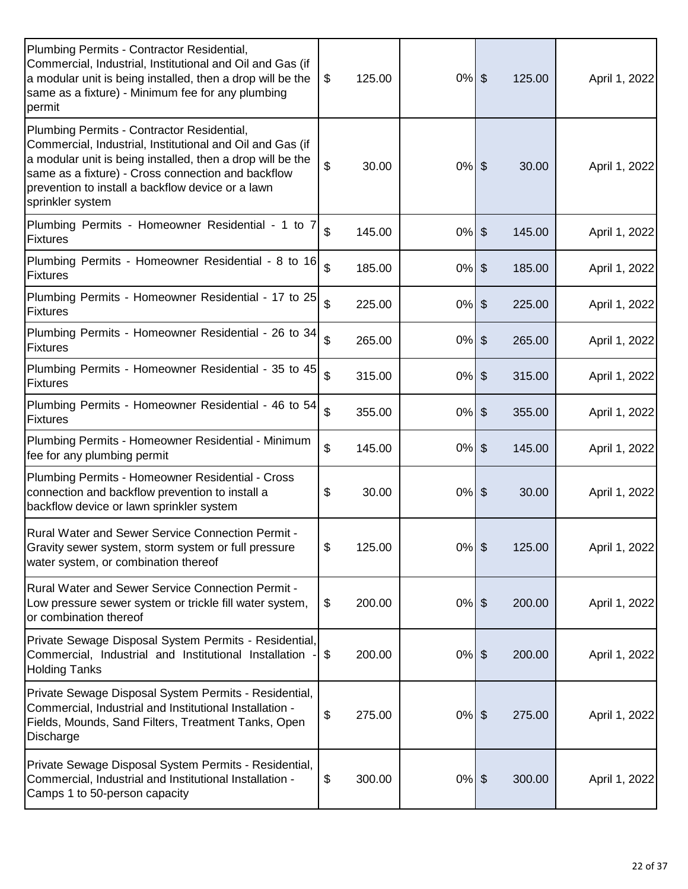| | | | | |
|---|---|---|---|---|
| Plumbing Permits - Contractor Residential, Commercial, Industrial, Institutional and Oil and Gas (if a modular unit is being installed, then a drop will be the same as a fixture) - Minimum fee for any plumbing permit | $ 125.00 | 0% | $ 125.00 | April 1, 2022 |
| Plumbing Permits - Contractor Residential, Commercial, Industrial, Institutional and Oil and Gas (if a modular unit is being installed, then a drop will be the same as a fixture) - Cross connection and backflow prevention to install a backflow device or a lawn sprinkler system | $ 30.00 | 0% | $ 30.00 | April 1, 2022 |
| Plumbing Permits - Homeowner Residential - 1 to 7 Fixtures | $ 145.00 | 0% | $ 145.00 | April 1, 2022 |
| Plumbing Permits - Homeowner Residential - 8 to 16 Fixtures | $ 185.00 | 0% | $ 185.00 | April 1, 2022 |
| Plumbing Permits - Homeowner Residential - 17 to 25 Fixtures | $ 225.00 | 0% | $ 225.00 | April 1, 2022 |
| Plumbing Permits - Homeowner Residential - 26 to 34 Fixtures | $ 265.00 | 0% | $ 265.00 | April 1, 2022 |
| Plumbing Permits - Homeowner Residential - 35 to 45 Fixtures | $ 315.00 | 0% | $ 315.00 | April 1, 2022 |
| Plumbing Permits - Homeowner Residential - 46 to 54 Fixtures | $ 355.00 | 0% | $ 355.00 | April 1, 2022 |
| Plumbing Permits - Homeowner Residential - Minimum fee for any plumbing permit | $ 145.00 | 0% | $ 145.00 | April 1, 2022 |
| Plumbing Permits - Homeowner Residential - Cross connection and backflow prevention to install a backflow device or lawn sprinkler system | $ 30.00 | 0% | $ 30.00 | April 1, 2022 |
| Rural Water and Sewer Service Connection Permit - Gravity sewer system, storm system or full pressure water system, or combination thereof | $ 125.00 | 0% | $ 125.00 | April 1, 2022 |
| Rural Water and Sewer Service Connection Permit - Low pressure sewer system or trickle fill water system, or combination thereof | $ 200.00 | 0% | $ 200.00 | April 1, 2022 |
| Private Sewage Disposal System Permits - Residential, Commercial, Industrial and Institutional Installation - Holding Tanks | $ 200.00 | 0% | $ 200.00 | April 1, 2022 |
| Private Sewage Disposal System Permits - Residential, Commercial, Industrial and Institutional Installation - Fields, Mounds, Sand Filters, Treatment Tanks, Open Discharge | $ 275.00 | 0% | $ 275.00 | April 1, 2022 |
| Private Sewage Disposal System Permits - Residential, Commercial, Industrial and Institutional Installation - Camps 1 to 50-person capacity | $ 300.00 | 0% | $ 300.00 | April 1, 2022 |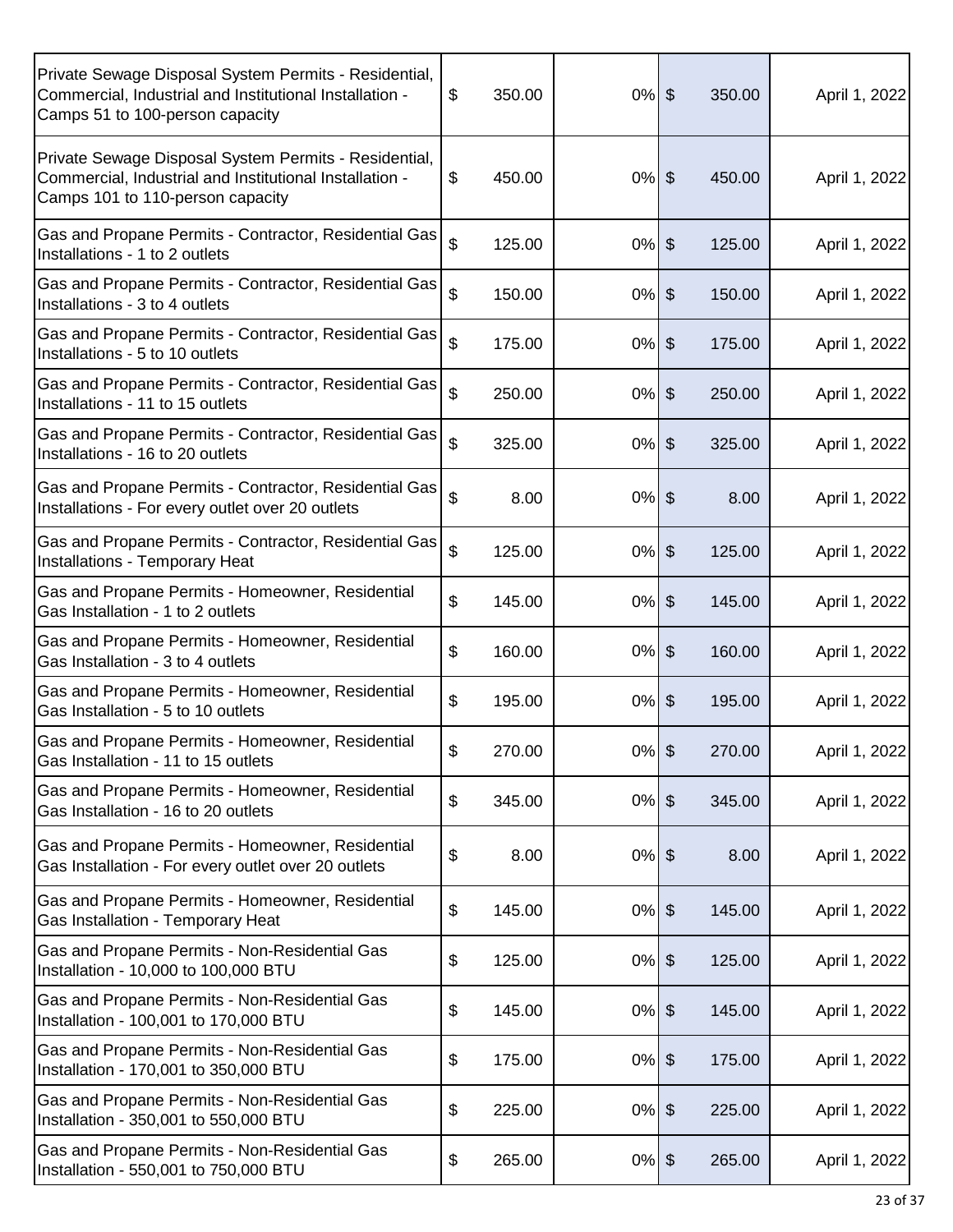| | | | | |
|---|---|---|---|---|
| Private Sewage Disposal System Permits - Residential, Commercial, Industrial and Institutional Installation - Camps 51 to 100-person capacity | $ 350.00 | 0% | $ 350.00 | April 1, 2022 |
| Private Sewage Disposal System Permits - Residential, Commercial, Industrial and Institutional Installation - Camps 101 to 110-person capacity | $ 450.00 | 0% | $ 450.00 | April 1, 2022 |
| Gas and Propane Permits - Contractor, Residential Gas Installations - 1 to 2 outlets | $ 125.00 | 0% | $ 125.00 | April 1, 2022 |
| Gas and Propane Permits - Contractor, Residential Gas Installations - 3 to 4 outlets | $ 150.00 | 0% | $ 150.00 | April 1, 2022 |
| Gas and Propane Permits - Contractor, Residential Gas Installations - 5 to 10 outlets | $ 175.00 | 0% | $ 175.00 | April 1, 2022 |
| Gas and Propane Permits - Contractor, Residential Gas Installations - 11 to 15 outlets | $ 250.00 | 0% | $ 250.00 | April 1, 2022 |
| Gas and Propane Permits - Contractor, Residential Gas Installations - 16 to 20 outlets | $ 325.00 | 0% | $ 325.00 | April 1, 2022 |
| Gas and Propane Permits - Contractor, Residential Gas Installations - For every outlet over 20 outlets | $ 8.00 | 0% | $ 8.00 | April 1, 2022 |
| Gas and Propane Permits - Contractor, Residential Gas Installations - Temporary Heat | $ 125.00 | 0% | $ 125.00 | April 1, 2022 |
| Gas and Propane Permits - Homeowner, Residential Gas Installation - 1 to 2 outlets | $ 145.00 | 0% | $ 145.00 | April 1, 2022 |
| Gas and Propane Permits - Homeowner, Residential Gas Installation - 3 to 4 outlets | $ 160.00 | 0% | $ 160.00 | April 1, 2022 |
| Gas and Propane Permits - Homeowner, Residential Gas Installation - 5 to 10 outlets | $ 195.00 | 0% | $ 195.00 | April 1, 2022 |
| Gas and Propane Permits - Homeowner, Residential Gas Installation - 11 to 15 outlets | $ 270.00 | 0% | $ 270.00 | April 1, 2022 |
| Gas and Propane Permits - Homeowner, Residential Gas Installation - 16 to 20 outlets | $ 345.00 | 0% | $ 345.00 | April 1, 2022 |
| Gas and Propane Permits - Homeowner, Residential Gas Installation - For every outlet over 20 outlets | $ 8.00 | 0% | $ 8.00 | April 1, 2022 |
| Gas and Propane Permits - Homeowner, Residential Gas Installation - Temporary Heat | $ 145.00 | 0% | $ 145.00 | April 1, 2022 |
| Gas and Propane Permits - Non-Residential Gas Installation - 10,000 to 100,000 BTU | $ 125.00 | 0% | $ 125.00 | April 1, 2022 |
| Gas and Propane Permits - Non-Residential Gas Installation - 100,001 to 170,000 BTU | $ 145.00 | 0% | $ 145.00 | April 1, 2022 |
| Gas and Propane Permits - Non-Residential Gas Installation - 170,001 to 350,000 BTU | $ 175.00 | 0% | $ 175.00 | April 1, 2022 |
| Gas and Propane Permits - Non-Residential Gas Installation - 350,001 to 550,000 BTU | $ 225.00 | 0% | $ 225.00 | April 1, 2022 |
| Gas and Propane Permits - Non-Residential Gas Installation - 550,001 to 750,000 BTU | $ 265.00 | 0% | $ 265.00 | April 1, 2022 |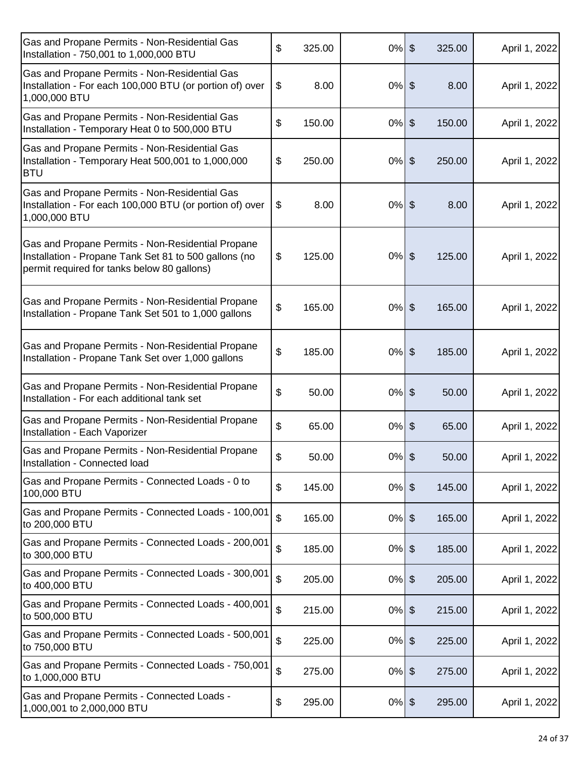| | | | | |
|---|---|---|---|---|
| Gas and Propane Permits - Non-Residential Gas Installation - 750,001 to 1,000,000 BTU | $ 325.00 | 0% | $ 325.00 | April 1, 2022 |
| Gas and Propane Permits - Non-Residential Gas Installation - For each 100,000 BTU (or portion of) over 1,000,000 BTU | $ 8.00 | 0% | $ 8.00 | April 1, 2022 |
| Gas and Propane Permits - Non-Residential Gas Installation - Temporary Heat 0 to 500,000 BTU | $ 150.00 | 0% | $ 150.00 | April 1, 2022 |
| Gas and Propane Permits - Non-Residential Gas Installation - Temporary Heat 500,001 to 1,000,000 BTU | $ 250.00 | 0% | $ 250.00 | April 1, 2022 |
| Gas and Propane Permits - Non-Residential Gas Installation - For each 100,000 BTU (or portion of) over 1,000,000 BTU | $ 8.00 | 0% | $ 8.00 | April 1, 2022 |
| Gas and Propane Permits - Non-Residential Propane Installation - Propane Tank Set 81 to 500 gallons (no permit required for tanks below 80 gallons) | $ 125.00 | 0% | $ 125.00 | April 1, 2022 |
| Gas and Propane Permits - Non-Residential Propane Installation - Propane Tank Set 501 to 1,000 gallons | $ 165.00 | 0% | $ 165.00 | April 1, 2022 |
| Gas and Propane Permits - Non-Residential Propane Installation - Propane Tank Set over 1,000 gallons | $ 185.00 | 0% | $ 185.00 | April 1, 2022 |
| Gas and Propane Permits - Non-Residential Propane Installation - For each additional tank set | $ 50.00 | 0% | $ 50.00 | April 1, 2022 |
| Gas and Propane Permits - Non-Residential Propane Installation - Each Vaporizer | $ 65.00 | 0% | $ 65.00 | April 1, 2022 |
| Gas and Propane Permits - Non-Residential Propane Installation - Connected load | $ 50.00 | 0% | $ 50.00 | April 1, 2022 |
| Gas and Propane Permits - Connected Loads - 0 to 100,000 BTU | $ 145.00 | 0% | $ 145.00 | April 1, 2022 |
| Gas and Propane Permits - Connected Loads - 100,001 to 200,000 BTU | $ 165.00 | 0% | $ 165.00 | April 1, 2022 |
| Gas and Propane Permits - Connected Loads - 200,001 to 300,000 BTU | $ 185.00 | 0% | $ 185.00 | April 1, 2022 |
| Gas and Propane Permits - Connected Loads - 300,001 to 400,000 BTU | $ 205.00 | 0% | $ 205.00 | April 1, 2022 |
| Gas and Propane Permits - Connected Loads - 400,001 to 500,000 BTU | $ 215.00 | 0% | $ 215.00 | April 1, 2022 |
| Gas and Propane Permits - Connected Loads - 500,001 to 750,000 BTU | $ 225.00 | 0% | $ 225.00 | April 1, 2022 |
| Gas and Propane Permits - Connected Loads - 750,001 to 1,000,000 BTU | $ 275.00 | 0% | $ 275.00 | April 1, 2022 |
| Gas and Propane Permits - Connected Loads - 1,000,001 to 2,000,000 BTU | $ 295.00 | 0% | $ 295.00 | April 1, 2022 |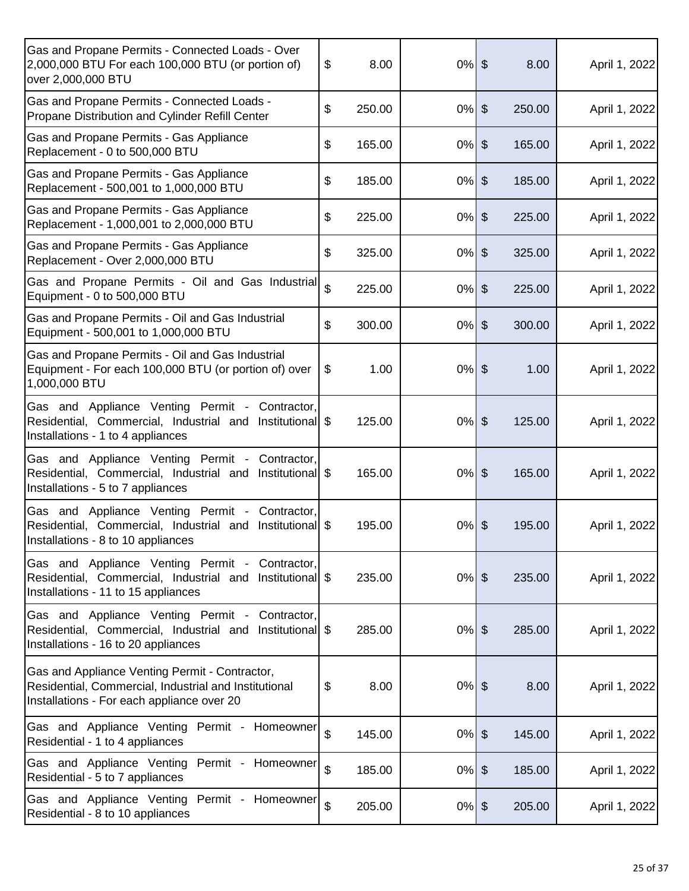| | | | | |
|---|---|---|---|---|
| Gas and Propane Permits - Connected Loads - Over 2,000,000 BTU For each 100,000 BTU (or portion of) over 2,000,000 BTU | $ 8.00 | 0% | $ 8.00 | April 1, 2022 |
| Gas and Propane Permits - Connected Loads - Propane Distribution and Cylinder Refill Center | $ 250.00 | 0% | $ 250.00 | April 1, 2022 |
| Gas and Propane Permits - Gas Appliance Replacement - 0 to 500,000 BTU | $ 165.00 | 0% | $ 165.00 | April 1, 2022 |
| Gas and Propane Permits - Gas Appliance Replacement - 500,001 to 1,000,000 BTU | $ 185.00 | 0% | $ 185.00 | April 1, 2022 |
| Gas and Propane Permits - Gas Appliance Replacement - 1,000,001 to 2,000,000 BTU | $ 225.00 | 0% | $ 225.00 | April 1, 2022 |
| Gas and Propane Permits - Gas Appliance Replacement - Over 2,000,000 BTU | $ 325.00 | 0% | $ 325.00 | April 1, 2022 |
| Gas and Propane Permits - Oil and Gas Industrial Equipment - 0 to 500,000 BTU | $ 225.00 | 0% | $ 225.00 | April 1, 2022 |
| Gas and Propane Permits - Oil and Gas Industrial Equipment - 500,001 to 1,000,000 BTU | $ 300.00 | 0% | $ 300.00 | April 1, 2022 |
| Gas and Propane Permits - Oil and Gas Industrial Equipment - For each 100,000 BTU (or portion of) over 1,000,000 BTU | $ 1.00 | 0% | $ 1.00 | April 1, 2022 |
| Gas and Appliance Venting Permit - Contractor, Residential, Commercial, Industrial and Institutional Installations - 1 to 4 appliances | $ 125.00 | 0% | $ 125.00 | April 1, 2022 |
| Gas and Appliance Venting Permit - Contractor, Residential, Commercial, Industrial and Institutional Installations - 5 to 7 appliances | $ 165.00 | 0% | $ 165.00 | April 1, 2022 |
| Gas and Appliance Venting Permit - Contractor, Residential, Commercial, Industrial and Institutional Installations - 8 to 10 appliances | $ 195.00 | 0% | $ 195.00 | April 1, 2022 |
| Gas and Appliance Venting Permit - Contractor, Residential, Commercial, Industrial and Institutional Installations - 11 to 15 appliances | $ 235.00 | 0% | $ 235.00 | April 1, 2022 |
| Gas and Appliance Venting Permit - Contractor, Residential, Commercial, Industrial and Institutional Installations - 16 to 20 appliances | $ 285.00 | 0% | $ 285.00 | April 1, 2022 |
| Gas and Appliance Venting Permit - Contractor, Residential, Commercial, Industrial and Institutional Installations - For each appliance over 20 | $ 8.00 | 0% | $ 8.00 | April 1, 2022 |
| Gas and Appliance Venting Permit - Homeowner Residential - 1 to 4 appliances | $ 145.00 | 0% | $ 145.00 | April 1, 2022 |
| Gas and Appliance Venting Permit - Homeowner Residential - 5 to 7 appliances | $ 185.00 | 0% | $ 185.00 | April 1, 2022 |
| Gas and Appliance Venting Permit - Homeowner Residential - 8 to 10 appliances | $ 205.00 | 0% | $ 205.00 | April 1, 2022 |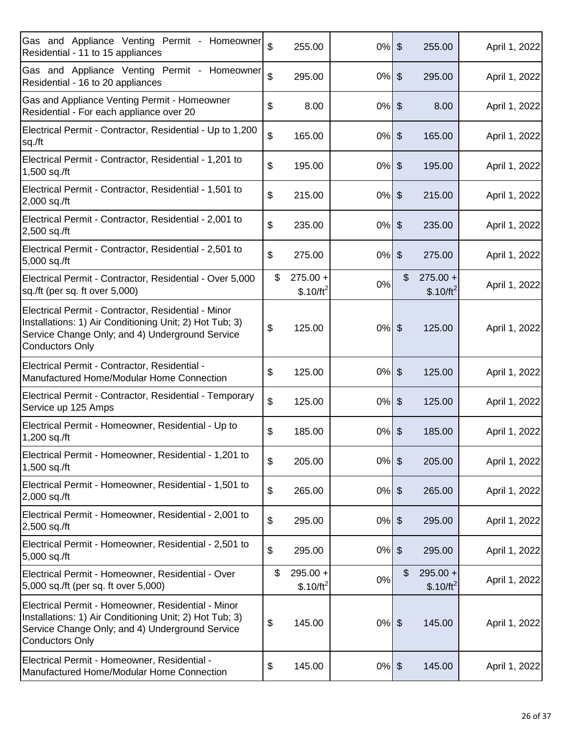| | | | | |
|---|---|---|---|---|
| Gas and Appliance Venting Permit - Homeowner Residential - 11 to 15 appliances | $ 255.00 | 0% | $ 255.00 | April 1, 2022 |
| Gas and Appliance Venting Permit - Homeowner Residential - 16 to 20 appliances | $ 295.00 | 0% | $ 295.00 | April 1, 2022 |
| Gas and Appliance Venting Permit - Homeowner Residential - For each appliance over 20 | $ 8.00 | 0% | $ 8.00 | April 1, 2022 |
| Electrical Permit - Contractor, Residential - Up to 1,200 sq./ft | $ 165.00 | 0% | $ 165.00 | April 1, 2022 |
| Electrical Permit - Contractor, Residential - 1,201 to 1,500 sq./ft | $ 195.00 | 0% | $ 195.00 | April 1, 2022 |
| Electrical Permit - Contractor, Residential - 1,501 to 2,000 sq./ft | $ 215.00 | 0% | $ 215.00 | April 1, 2022 |
| Electrical Permit - Contractor, Residential - 2,001 to 2,500 sq./ft | $ 235.00 | 0% | $ 235.00 | April 1, 2022 |
| Electrical Permit - Contractor, Residential - 2,501 to 5,000 sq./ft | $ 275.00 | 0% | $ 275.00 | April 1, 2022 |
| Electrical Permit - Contractor, Residential - Over 5,000 sq./ft (per sq. ft over 5,000) | $ 275.00 + $.10/ft$^2$ | 0% | $ 275.00 + $.10/ft$^2$ | April 1, 2022 |
| Electrical Permit - Contractor, Residential - Minor Installations: 1) Air Conditioning Unit; 2) Hot Tub; 3) Service Change Only; and 4) Underground Service Conductors Only | $ 125.00 | 0% | $ 125.00 | April 1, 2022 |
| Electrical Permit - Contractor, Residential - Manufactured Home/Modular Home Connection | $ 125.00 | 0% | $ 125.00 | April 1, 2022 |
| Electrical Permit - Contractor, Residential - Temporary Service up 125 Amps | $ 125.00 | 0% | $ 125.00 | April 1, 2022 |
| Electrical Permit - Homeowner, Residential - Up to 1,200 sq./ft | $ 185.00 | 0% | $ 185.00 | April 1, 2022 |
| Electrical Permit - Homeowner, Residential - 1,201 to 1,500 sq./ft | $ 205.00 | 0% | $ 205.00 | April 1, 2022 |
| Electrical Permit - Homeowner, Residential - 1,501 to 2,000 sq./ft | $ 265.00 | 0% | $ 265.00 | April 1, 2022 |
| Electrical Permit - Homeowner, Residential - 2,001 to 2,500 sq./ft | $ 295.00 | 0% | $ 295.00 | April 1, 2022 |
| Electrical Permit - Homeowner, Residential - 2,501 to 5,000 sq./ft | $ 295.00 | 0% | $ 295.00 | April 1, 2022 |
| Electrical Permit - Homeowner, Residential - Over 5,000 sq./ft (per sq. ft over 5,000) | $ 295.00 + $.10/ft$^2$ | 0% | $ 295.00 + $.10/ft$^2$ | April 1, 2022 |
| Electrical Permit - Homeowner, Residential - Minor Installations: 1) Air Conditioning Unit; 2) Hot Tub; 3) Service Change Only; and 4) Underground Service Conductors Only | $ 145.00 | 0% | $ 145.00 | April 1, 2022 |
| Electrical Permit - Homeowner, Residential - Manufactured Home/Modular Home Connection | $ 145.00 | 0% | $ 145.00 | April 1, 2022 |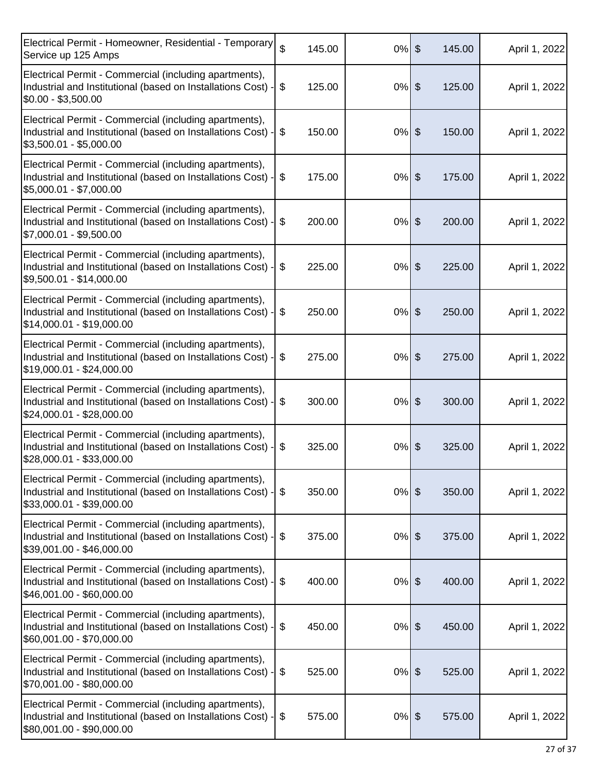| Electrical Permit - Homeowner, Residential - Temporary Service up 125 Amps | $ 145.00 | 0% | $ 145.00 | April 1, 2022 |
|---|---|---|---|---|
| Electrical Permit - Commercial (including apartments), Industrial and Institutional (based on Installations Cost) - $0.00 - $3,500.00 | $ 125.00 | 0% | $ 125.00 | April 1, 2022 |
| Electrical Permit - Commercial (including apartments), Industrial and Institutional (based on Installations Cost) - $3,500.01 - $5,000.00 | $ 150.00 | 0% | $ 150.00 | April 1, 2022 |
| Electrical Permit - Commercial (including apartments), Industrial and Institutional (based on Installations Cost) - $5,000.01 - $7,000.00 | $ 175.00 | 0% | $ 175.00 | April 1, 2022 |
| Electrical Permit - Commercial (including apartments), Industrial and Institutional (based on Installations Cost) - $7,000.01 - $9,500.00 | $ 200.00 | 0% | $ 200.00 | April 1, 2022 |
| Electrical Permit - Commercial (including apartments), Industrial and Institutional (based on Installations Cost) - $9,500.01 - $14,000.00 | $ 225.00 | 0% | $ 225.00 | April 1, 2022 |
| Electrical Permit - Commercial (including apartments), Industrial and Institutional (based on Installations Cost) - $14,000.01 - $19,000.00 | $ 250.00 | 0% | $ 250.00 | April 1, 2022 |
| Electrical Permit - Commercial (including apartments), Industrial and Institutional (based on Installations Cost) - $19,000.01 - $24,000.00 | $ 275.00 | 0% | $ 275.00 | April 1, 2022 |
| Electrical Permit - Commercial (including apartments), Industrial and Institutional (based on Installations Cost) - $24,000.01 - $28,000.00 | $ 300.00 | 0% | $ 300.00 | April 1, 2022 |
| Electrical Permit - Commercial (including apartments), Industrial and Institutional (based on Installations Cost) - $28,000.01 - $33,000.00 | $ 325.00 | 0% | $ 325.00 | April 1, 2022 |
| Electrical Permit - Commercial (including apartments), Industrial and Institutional (based on Installations Cost) - $33,000.01 - $39,000.00 | $ 350.00 | 0% | $ 350.00 | April 1, 2022 |
| Electrical Permit - Commercial (including apartments), Industrial and Institutional (based on Installations Cost) - $39,001.00 - $46,000.00 | $ 375.00 | 0% | $ 375.00 | April 1, 2022 |
| Electrical Permit - Commercial (including apartments), Industrial and Institutional (based on Installations Cost) - $46,001.00 - $60,000.00 | $ 400.00 | 0% | $ 400.00 | April 1, 2022 |
| Electrical Permit - Commercial (including apartments), Industrial and Institutional (based on Installations Cost) - $60,001.00 - $70,000.00 | $ 450.00 | 0% | $ 450.00 | April 1, 2022 |
| Electrical Permit - Commercial (including apartments), Industrial and Institutional (based on Installations Cost) - $70,001.00 - $80,000.00 | $ 525.00 | 0% | $ 525.00 | April 1, 2022 |
| Electrical Permit - Commercial (including apartments), Industrial and Institutional (based on Installations Cost) - $80,001.00 - $90,000.00 | $ 575.00 | 0% | $ 575.00 | April 1, 2022 |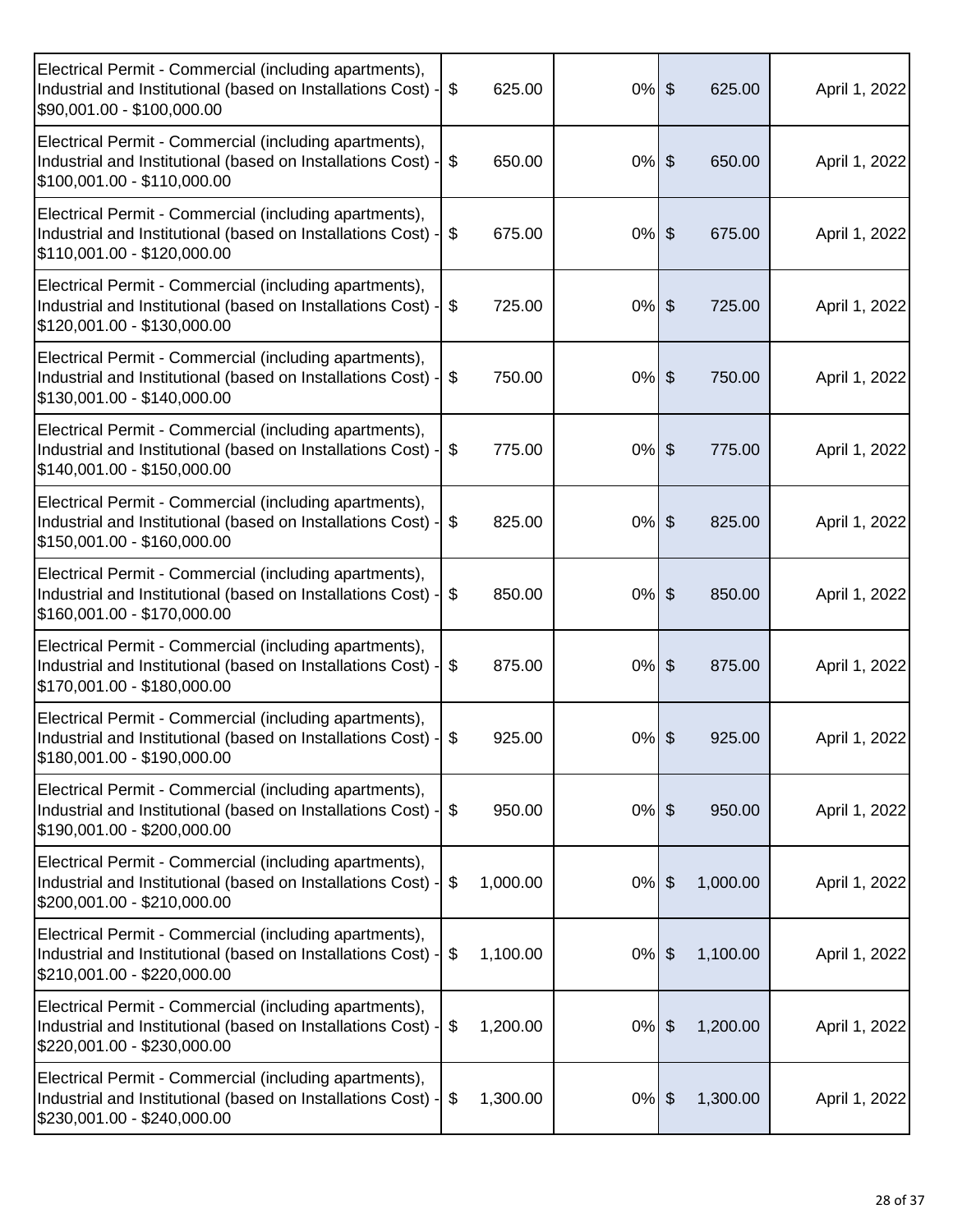| | | | | |
|---|---|---|---|---|
| Electrical Permit - Commercial (including apartments), Industrial and Institutional (based on Installations Cost) - $90,001.00 - $100,000.00 | $ 625.00 | 0% | $ 625.00 | April 1, 2022 |
| Electrical Permit - Commercial (including apartments), Industrial and Institutional (based on Installations Cost) - $100,001.00 - $110,000.00 | $ 650.00 | 0% | $ 650.00 | April 1, 2022 |
| Electrical Permit - Commercial (including apartments), Industrial and Institutional (based on Installations Cost) - $110,001.00 - $120,000.00 | $ 675.00 | 0% | $ 675.00 | April 1, 2022 |
| Electrical Permit - Commercial (including apartments), Industrial and Institutional (based on Installations Cost) - $120,001.00 - $130,000.00 | $ 725.00 | 0% | $ 725.00 | April 1, 2022 |
| Electrical Permit - Commercial (including apartments), Industrial and Institutional (based on Installations Cost) - $130,001.00 - $140,000.00 | $ 750.00 | 0% | $ 750.00 | April 1, 2022 |
| Electrical Permit - Commercial (including apartments), Industrial and Institutional (based on Installations Cost) - $140,001.00 - $150,000.00 | $ 775.00 | 0% | $ 775.00 | April 1, 2022 |
| Electrical Permit - Commercial (including apartments), Industrial and Institutional (based on Installations Cost) - $150,001.00 - $160,000.00 | $ 825.00 | 0% | $ 825.00 | April 1, 2022 |
| Electrical Permit - Commercial (including apartments), Industrial and Institutional (based on Installations Cost) - $160,001.00 - $170,000.00 | $ 850.00 | 0% | $ 850.00 | April 1, 2022 |
| Electrical Permit - Commercial (including apartments), Industrial and Institutional (based on Installations Cost) - $170,001.00 - $180,000.00 | $ 875.00 | 0% | $ 875.00 | April 1, 2022 |
| Electrical Permit - Commercial (including apartments), Industrial and Institutional (based on Installations Cost) - $180,001.00 - $190,000.00 | $ 925.00 | 0% | $ 925.00 | April 1, 2022 |
| Electrical Permit - Commercial (including apartments), Industrial and Institutional (based on Installations Cost) - $190,001.00 - $200,000.00 | $ 950.00 | 0% | $ 950.00 | April 1, 2022 |
| Electrical Permit - Commercial (including apartments), Industrial and Institutional (based on Installations Cost) - $200,001.00 - $210,000.00 | $ 1,000.00 | 0% | $ 1,000.00 | April 1, 2022 |
| Electrical Permit - Commercial (including apartments), Industrial and Institutional (based on Installations Cost) - $210,001.00 - $220,000.00 | $ 1,100.00 | 0% | $ 1,100.00 | April 1, 2022 |
| Electrical Permit - Commercial (including apartments), Industrial and Institutional (based on Installations Cost) - $220,001.00 - $230,000.00 | $ 1,200.00 | 0% | $ 1,200.00 | April 1, 2022 |
| Electrical Permit - Commercial (including apartments), Industrial and Institutional (based on Installations Cost) - $230,001.00 - $240,000.00 | $ 1,300.00 | 0% | $ 1,300.00 | April 1, 2022 |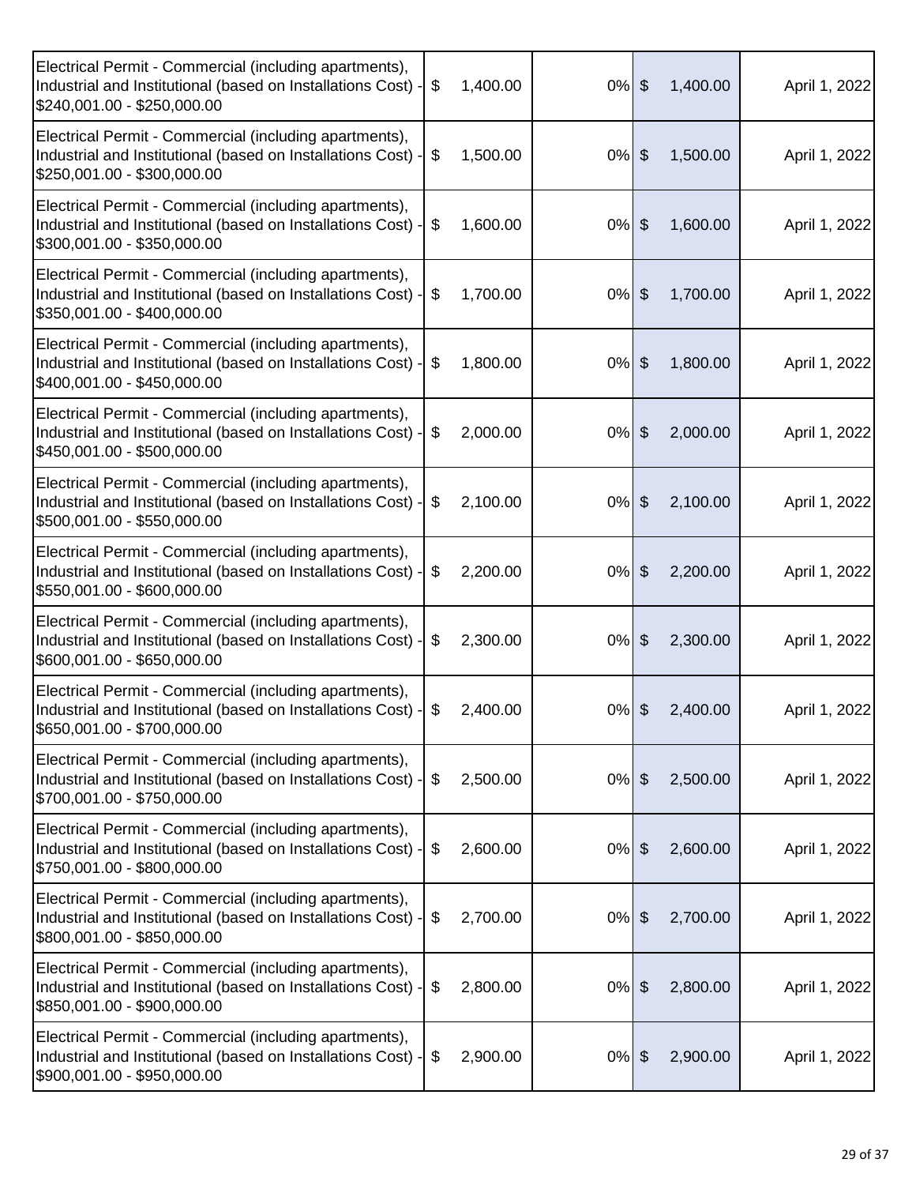| | | | | |
|---|---|---|---|---|
| Electrical Permit - Commercial (including apartments), Industrial and Institutional (based on Installations Cost) - $240,001.00 - $250,000.00 | $ 1,400.00 | 0% | $ 1,400.00 | April 1, 2022 |
| Electrical Permit - Commercial (including apartments), Industrial and Institutional (based on Installations Cost) - $250,001.00 - $300,000.00 | $ 1,500.00 | 0% | $ 1,500.00 | April 1, 2022 |
| Electrical Permit - Commercial (including apartments), Industrial and Institutional (based on Installations Cost) - $300,001.00 - $350,000.00 | $ 1,600.00 | 0% | $ 1,600.00 | April 1, 2022 |
| Electrical Permit - Commercial (including apartments), Industrial and Institutional (based on Installations Cost) - $350,001.00 - $400,000.00 | $ 1,700.00 | 0% | $ 1,700.00 | April 1, 2022 |
| Electrical Permit - Commercial (including apartments), Industrial and Institutional (based on Installations Cost) - $400,001.00 - $450,000.00 | $ 1,800.00 | 0% | $ 1,800.00 | April 1, 2022 |
| Electrical Permit - Commercial (including apartments), Industrial and Institutional (based on Installations Cost) - $450,001.00 - $500,000.00 | $ 2,000.00 | 0% | $ 2,000.00 | April 1, 2022 |
| Electrical Permit - Commercial (including apartments), Industrial and Institutional (based on Installations Cost) - $500,001.00 - $550,000.00 | $ 2,100.00 | 0% | $ 2,100.00 | April 1, 2022 |
| Electrical Permit - Commercial (including apartments), Industrial and Institutional (based on Installations Cost) - $550,001.00 - $600,000.00 | $ 2,200.00 | 0% | $ 2,200.00 | April 1, 2022 |
| Electrical Permit - Commercial (including apartments), Industrial and Institutional (based on Installations Cost) - $600,001.00 - $650,000.00 | $ 2,300.00 | 0% | $ 2,300.00 | April 1, 2022 |
| Electrical Permit - Commercial (including apartments), Industrial and Institutional (based on Installations Cost) - $650,001.00 - $700,000.00 | $ 2,400.00 | 0% | $ 2,400.00 | April 1, 2022 |
| Electrical Permit - Commercial (including apartments), Industrial and Institutional (based on Installations Cost) - $700,001.00 - $750,000.00 | $ 2,500.00 | 0% | $ 2,500.00 | April 1, 2022 |
| Electrical Permit - Commercial (including apartments), Industrial and Institutional (based on Installations Cost) - $750,001.00 - $800,000.00 | $ 2,600.00 | 0% | $ 2,600.00 | April 1, 2022 |
| Electrical Permit - Commercial (including apartments), Industrial and Institutional (based on Installations Cost) - $800,001.00 - $850,000.00 | $ 2,700.00 | 0% | $ 2,700.00 | April 1, 2022 |
| Electrical Permit - Commercial (including apartments), Industrial and Institutional (based on Installations Cost) - $850,001.00 - $900,000.00 | $ 2,800.00 | 0% | $ 2,800.00 | April 1, 2022 |
| Electrical Permit - Commercial (including apartments), Industrial and Institutional (based on Installations Cost) - $900,001.00 - $950,000.00 | $ 2,900.00 | 0% | $ 2,900.00 | April 1, 2022 |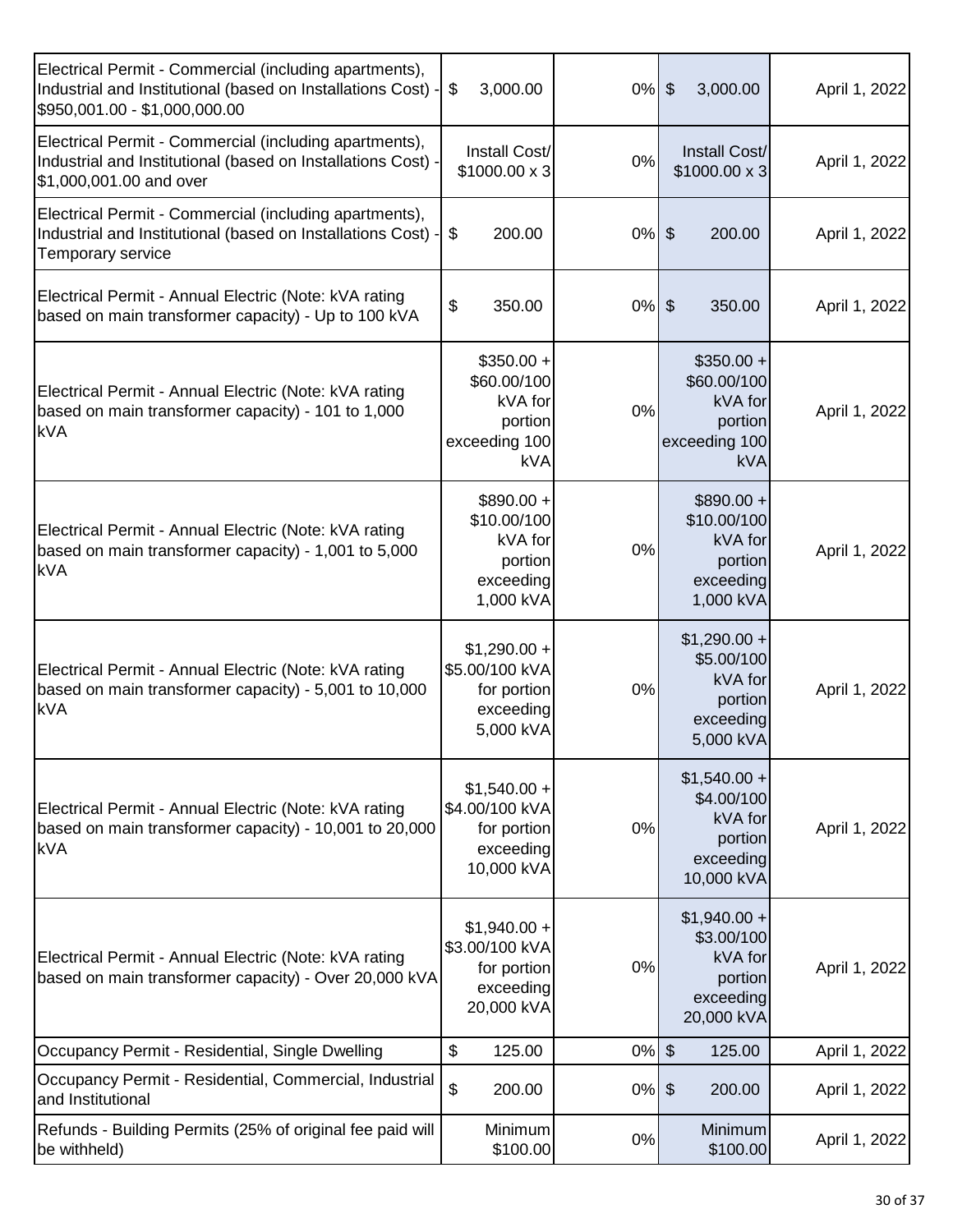| | | | | |
|---|---|---|---|---|
| Electrical Permit - Commercial (including apartments), Industrial and Institutional (based on Installations Cost) - $950,001.00 - $1,000,000.00 | $ 3,000.00 | 0% | $ 3,000.00 | April 1, 2022 |
| Electrical Permit - Commercial (including apartments), Industrial and Institutional (based on Installations Cost) - $1,000,001.00 and over | Install Cost/ $1000.00 x 3 | 0% | Install Cost/ $1000.00 x 3 | April 1, 2022 |
| Electrical Permit - Commercial (including apartments), Industrial and Institutional (based on Installations Cost) - Temporary service | $ 200.00 | 0% | $ 200.00 | April 1, 2022 |
| Electrical Permit - Annual Electric (Note: kVA rating based on main transformer capacity) - Up to 100 kVA | $ 350.00 | 0% | $ 350.00 | April 1, 2022 |
| Electrical Permit - Annual Electric (Note: kVA rating based on main transformer capacity) - 101 to 1,000 kVA | $350.00 + $60.00/100 kVA for portion exceeding 100 kVA | 0% | $350.00 + $60.00/100 kVA for portion exceeding 100 kVA | April 1, 2022 |
| Electrical Permit - Annual Electric (Note: kVA rating based on main transformer capacity) - 1,001 to 5,000 kVA | $890.00 + $10.00/100 kVA for portion exceeding 1,000 kVA | 0% | $890.00 + $10.00/100 kVA for portion exceeding 1,000 kVA | April 1, 2022 |
| Electrical Permit - Annual Electric (Note: kVA rating based on main transformer capacity) - 5,001 to 10,000 kVA | $1,290.00 + $5.00/100 kVA for portion exceeding 5,000 kVA | 0% | $1,290.00 + $5.00/100 kVA for portion exceeding 5,000 kVA | April 1, 2022 |
| Electrical Permit - Annual Electric (Note: kVA rating based on main transformer capacity) - 10,001 to 20,000 kVA | $1,540.00 + $4.00/100 kVA for portion exceeding 10,000 kVA | 0% | $1,540.00 + $4.00/100 kVA for portion exceeding 10,000 kVA | April 1, 2022 |
| Electrical Permit - Annual Electric (Note: kVA rating based on main transformer capacity) - Over 20,000 kVA | $1,940.00 + $3.00/100 kVA for portion exceeding 20,000 kVA | 0% | $1,940.00 + $3.00/100 kVA for portion exceeding 20,000 kVA | April 1, 2022 |
| Occupancy Permit - Residential, Single Dwelling | $ 125.00 | 0% | $ 125.00 | April 1, 2022 |
| Occupancy Permit - Residential, Commercial, Industrial and Institutional | $ 200.00 | 0% | $ 200.00 | April 1, 2022 |
| Refunds - Building Permits (25% of original fee paid will be withheld) | Minimum $100.00 | 0% | Minimum $100.00 | April 1, 2022 |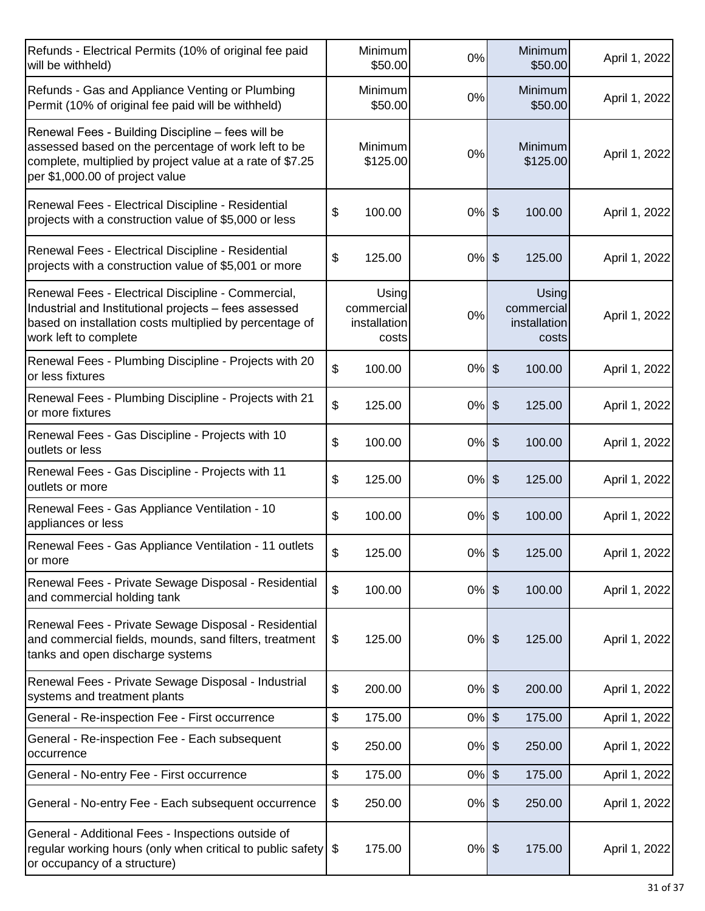| | | | | |
|---|---|---|---|---|
| Refunds - Electrical Permits (10% of original fee paid will be withheld) | Minimum $50.00 | 0% | Minimum $50.00 | April 1, 2022 |
| Refunds - Gas and Appliance Venting or Plumbing Permit (10% of original fee paid will be withheld) | Minimum $50.00 | 0% | Minimum $50.00 | April 1, 2022 |
| Renewal Fees - Building Discipline – fees will be assessed based on the percentage of work left to be complete, multiplied by project value at a rate of $7.25 per $1,000.00 of project value | Minimum $125.00 | 0% | Minimum $125.00 | April 1, 2022 |
| Renewal Fees - Electrical Discipline - Residential projects with a construction value of $5,000 or less | $ 100.00 | 0% | $ 100.00 | April 1, 2022 |
| Renewal Fees - Electrical Discipline - Residential projects with a construction value of $5,001 or more | $ 125.00 | 0% | $ 125.00 | April 1, 2022 |
| Renewal Fees - Electrical Discipline - Commercial, Industrial and Institutional projects – fees assessed based on installation costs multiplied by percentage of work left to complete | Using commercial installation costs | 0% | Using commercial installation costs | April 1, 2022 |
| Renewal Fees - Plumbing Discipline - Projects with 20 or less fixtures | $ 100.00 | 0% | $ 100.00 | April 1, 2022 |
| Renewal Fees - Plumbing Discipline - Projects with 21 or more fixtures | $ 125.00 | 0% | $ 125.00 | April 1, 2022 |
| Renewal Fees - Gas Discipline - Projects with 10 outlets or less | $ 100.00 | 0% | $ 100.00 | April 1, 2022 |
| Renewal Fees - Gas Discipline - Projects with 11 outlets or more | $ 125.00 | 0% | $ 125.00 | April 1, 2022 |
| Renewal Fees - Gas Appliance Ventilation - 10 appliances or less | $ 100.00 | 0% | $ 100.00 | April 1, 2022 |
| Renewal Fees - Gas Appliance Ventilation - 11 outlets or more | $ 125.00 | 0% | $ 125.00 | April 1, 2022 |
| Renewal Fees - Private Sewage Disposal - Residential and commercial holding tank | $ 100.00 | 0% | $ 100.00 | April 1, 2022 |
| Renewal Fees - Private Sewage Disposal - Residential and commercial fields, mounds, sand filters, treatment tanks and open discharge systems | $ 125.00 | 0% | $ 125.00 | April 1, 2022 |
| Renewal Fees - Private Sewage Disposal - Industrial systems and treatment plants | $ 200.00 | 0% | $ 200.00 | April 1, 2022 |
| General - Re-inspection Fee - First occurrence | $ 175.00 | 0% | $ 175.00 | April 1, 2022 |
| General - Re-inspection Fee - Each subsequent occurrence | $ 250.00 | 0% | $ 250.00 | April 1, 2022 |
| General - No-entry Fee - First occurrence | $ 175.00 | 0% | $ 175.00 | April 1, 2022 |
| General - No-entry Fee - Each subsequent occurrence | $ 250.00 | 0% | $ 250.00 | April 1, 2022 |
| General - Additional Fees - Inspections outside of regular working hours (only when critical to public safety or occupancy of a structure) | $ 175.00 | 0% | $ 175.00 | April 1, 2022 |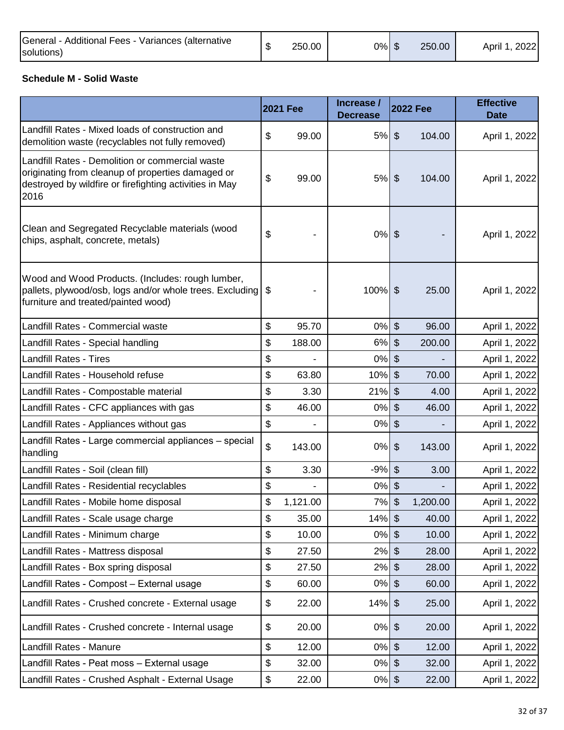| General - Additional Fees - Variances (alternative solutions) | $ 250.00 | 0% | $ 250.00 | April 1, 2022 |
|---|---|---|---|---|

**Schedule M - Solid Waste**

| | 2021 Fee | Increase / Decrease | 2022 Fee | Effective Date |
|---|---|---|---|---|
| Landfill Rates - Mixed loads of construction and demolition waste (recyclables not fully removed) | $ 99.00 | 5% | $ 104.00 | April 1, 2022 |
| Landfill Rates - Demolition or commercial waste originating from cleanup of properties damaged or destroyed by wildfire or firefighting activities in May 2016 | $ 99.00 | 5% | $ 104.00 | April 1, 2022 |
| Clean and Segregated Recyclable materials (wood chips, asphalt, concrete, metals) | $ - | 0% | $ - | April 1, 2022 |
| Wood and Wood Products. (Includes: rough lumber, pallets, plywood/osb, logs and/or whole trees. Excluding furniture and treated/painted wood) | $ - | 100% | $ 25.00 | April 1, 2022 |
| Landfill Rates - Commercial waste | $ 95.70 | 0% | $ 96.00 | April 1, 2022 |
| Landfill Rates - Special handling | $ 188.00 | 6% | $ 200.00 | April 1, 2022 |
| Landfill Rates - Tires | $ - | 0% | $ - | April 1, 2022 |
| Landfill Rates - Household refuse | $ 63.80 | 10% | $ 70.00 | April 1, 2022 |
| Landfill Rates - Compostable material | $ 3.30 | 21% | $ 4.00 | April 1, 2022 |
| Landfill Rates - CFC appliances with gas | $ 46.00 | 0% | $ 46.00 | April 1, 2022 |
| Landfill Rates - Appliances without gas | $ - | 0% | $ - | April 1, 2022 |
| Landfill Rates - Large commercial appliances – special handling | $ 143.00 | 0% | $ 143.00 | April 1, 2022 |
| Landfill Rates - Soil (clean fill) | $ 3.30 | -9% | $ 3.00 | April 1, 2022 |
| Landfill Rates - Residential recyclables | $ - | 0% | $ - | April 1, 2022 |
| Landfill Rates - Mobile home disposal | $ 1,121.00 | 7% | $ 1,200.00 | April 1, 2022 |
| Landfill Rates - Scale usage charge | $ 35.00 | 14% | $ 40.00 | April 1, 2022 |
| Landfill Rates - Minimum charge | $ 10.00 | 0% | $ 10.00 | April 1, 2022 |
| Landfill Rates - Mattress disposal | $ 27.50 | 2% | $ 28.00 | April 1, 2022 |
| Landfill Rates - Box spring disposal | $ 27.50 | 2% | $ 28.00 | April 1, 2022 |
| Landfill Rates - Compost – External usage | $ 60.00 | 0% | $ 60.00 | April 1, 2022 |
| Landfill Rates - Crushed concrete - External usage | $ 22.00 | 14% | $ 25.00 | April 1, 2022 |
| Landfill Rates - Crushed concrete - Internal usage | $ 20.00 | 0% | $ 20.00 | April 1, 2022 |
| Landfill Rates - Manure | $ 12.00 | 0% | $ 12.00 | April 1, 2022 |
| Landfill Rates - Peat moss – External usage | $ 32.00 | 0% | $ 32.00 | April 1, 2022 |
| Landfill Rates - Crushed Asphalt - External Usage | $ 22.00 | 0% | $ 22.00 | April 1, 2022 |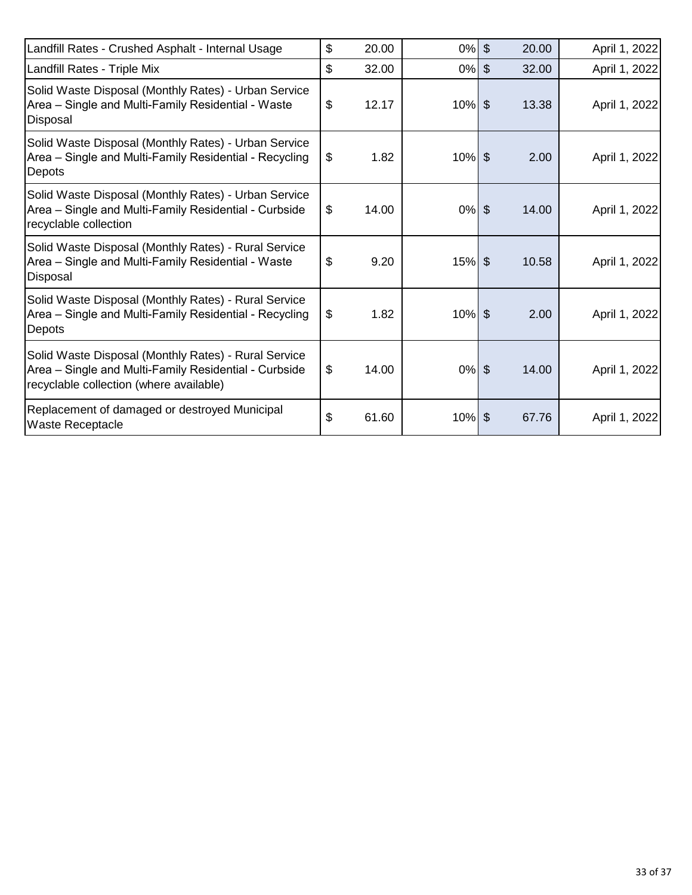| | | | | |
|---|---|---|---|---|
| Landfill Rates - Crushed Asphalt - Internal Usage | $ 20.00 | 0% | $ 20.00 | April 1, 2022 |
| Landfill Rates - Triple Mix | $ 32.00 | 0% | $ 32.00 | April 1, 2022 |
| Solid Waste Disposal (Monthly Rates) - Urban Service Area – Single and Multi-Family Residential - Waste Disposal | $ 12.17 | 10% | $ 13.38 | April 1, 2022 |
| Solid Waste Disposal (Monthly Rates) - Urban Service Area – Single and Multi-Family Residential - Recycling Depots | $ 1.82 | 10% | $ 2.00 | April 1, 2022 |
| Solid Waste Disposal (Monthly Rates) - Urban Service Area – Single and Multi-Family Residential - Curbside recyclable collection | $ 14.00 | 0% | $ 14.00 | April 1, 2022 |
| Solid Waste Disposal (Monthly Rates) - Rural Service Area – Single and Multi-Family Residential - Waste Disposal | $ 9.20 | 15% | $ 10.58 | April 1, 2022 |
| Solid Waste Disposal (Monthly Rates) - Rural Service Area – Single and Multi-Family Residential - Recycling Depots | $ 1.82 | 10% | $ 2.00 | April 1, 2022 |
| Solid Waste Disposal (Monthly Rates) - Rural Service Area – Single and Multi-Family Residential - Curbside recyclable collection (where available) | $ 14.00 | 0% | $ 14.00 | April 1, 2022 |
| Replacement of damaged or destroyed Municipal Waste Receptacle | $ 61.60 | 10% | $ 67.76 | April 1, 2022 |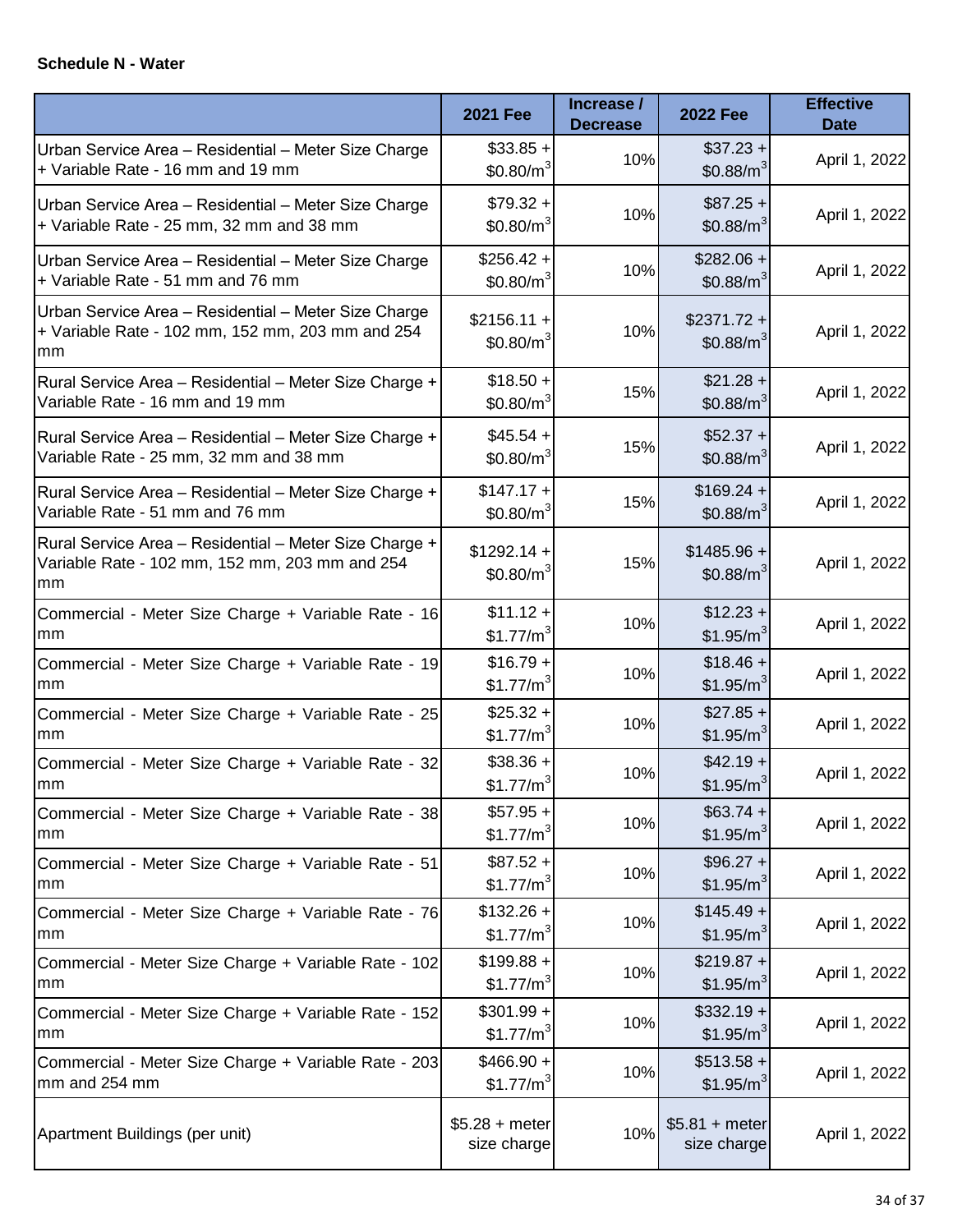**Schedule N - Water**

| | 2021 Fee | Increase / Decrease | 2022 Fee | Effective Date |
|---|---|---|---|---|
| Urban Service Area – Residential – Meter Size Charge + Variable Rate - 16 mm and 19 mm | \$33.85 + \$0.80/$m^3$ | 10% | \$37.23 + \$0.88/$m^3$ | April 1, 2022 |
| Urban Service Area – Residential – Meter Size Charge + Variable Rate - 25 mm, 32 mm and 38 mm | \$79.32 + \$0.80/$m^3$ | 10% | \$87.25 + \$0.88/$m^3$ | April 1, 2022 |
| Urban Service Area – Residential – Meter Size Charge + Variable Rate - 51 mm and 76 mm | \$256.42 + \$0.80/$m^3$ | 10% | \$282.06 + \$0.88/$m^3$ | April 1, 2022 |
| Urban Service Area – Residential – Meter Size Charge + Variable Rate - 102 mm, 152 mm, 203 mm and 254 mm | \$2156.11 + \$0.80/$m^3$ | 10% | \$2371.72 + \$0.88/$m^3$ | April 1, 2022 |
| Rural Service Area – Residential – Meter Size Charge + Variable Rate - 16 mm and 19 mm | \$18.50 + \$0.80/$m^3$ | 15% | \$21.28 + \$0.88/$m^3$ | April 1, 2022 |
| Rural Service Area – Residential – Meter Size Charge + Variable Rate - 25 mm, 32 mm and 38 mm | \$45.54 + \$0.80/$m^3$ | 15% | \$52.37 + \$0.88/$m^3$ | April 1, 2022 |
| Rural Service Area – Residential – Meter Size Charge + Variable Rate - 51 mm and 76 mm | \$147.17 + \$0.80/$m^3$ | 15% | \$169.24 + \$0.88/$m^3$ | April 1, 2022 |
| Rural Service Area – Residential – Meter Size Charge + Variable Rate - 102 mm, 152 mm, 203 mm and 254 mm | \$1292.14 + \$0.80/$m^3$ | 15% | \$1485.96 + \$0.88/$m^3$ | April 1, 2022 |
| Commercial - Meter Size Charge + Variable Rate - 16 mm | \$11.12 + \$1.77/$m^3$ | 10% | \$12.23 + \$1.95/$m^3$ | April 1, 2022 |
| Commercial - Meter Size Charge + Variable Rate - 19 mm | \$16.79 + \$1.77/$m^3$ | 10% | \$18.46 + \$1.95/$m^3$ | April 1, 2022 |
| Commercial - Meter Size Charge + Variable Rate - 25 mm | \$25.32 + \$1.77/$m^3$ | 10% | \$27.85 + \$1.95/$m^3$ | April 1, 2022 |
| Commercial - Meter Size Charge + Variable Rate - 32 mm | \$38.36 + \$1.77/$m^3$ | 10% | \$42.19 + \$1.95/$m^3$ | April 1, 2022 |
| Commercial - Meter Size Charge + Variable Rate - 38 mm | \$57.95 + \$1.77/$m^3$ | 10% | \$63.74 + \$1.95/$m^3$ | April 1, 2022 |
| Commercial - Meter Size Charge + Variable Rate - 51 mm | \$87.52 + \$1.77/$m^3$ | 10% | \$96.27 + \$1.95/$m^3$ | April 1, 2022 |
| Commercial - Meter Size Charge + Variable Rate - 76 mm | \$132.26 + \$1.77/$m^3$ | 10% | \$145.49 + \$1.95/$m^3$ | April 1, 2022 |
| Commercial - Meter Size Charge + Variable Rate - 102 mm | \$199.88 + \$1.77/$m^3$ | 10% | \$219.87 + \$1.95/$m^3$ | April 1, 2022 |
| Commercial - Meter Size Charge + Variable Rate - 152 mm | \$301.99 + \$1.77/$m^3$ | 10% | \$332.19 + \$1.95/$m^3$ | April 1, 2022 |
| Commercial - Meter Size Charge + Variable Rate - 203 mm and 254 mm | \$466.90 + \$1.77/$m^3$ | 10% | \$513.58 + \$1.95/$m^3$ | April 1, 2022 |
| Apartment Buildings (per unit) | \$5.28 + meter size charge | 10% | \$5.81 + meter size charge | April 1, 2022 |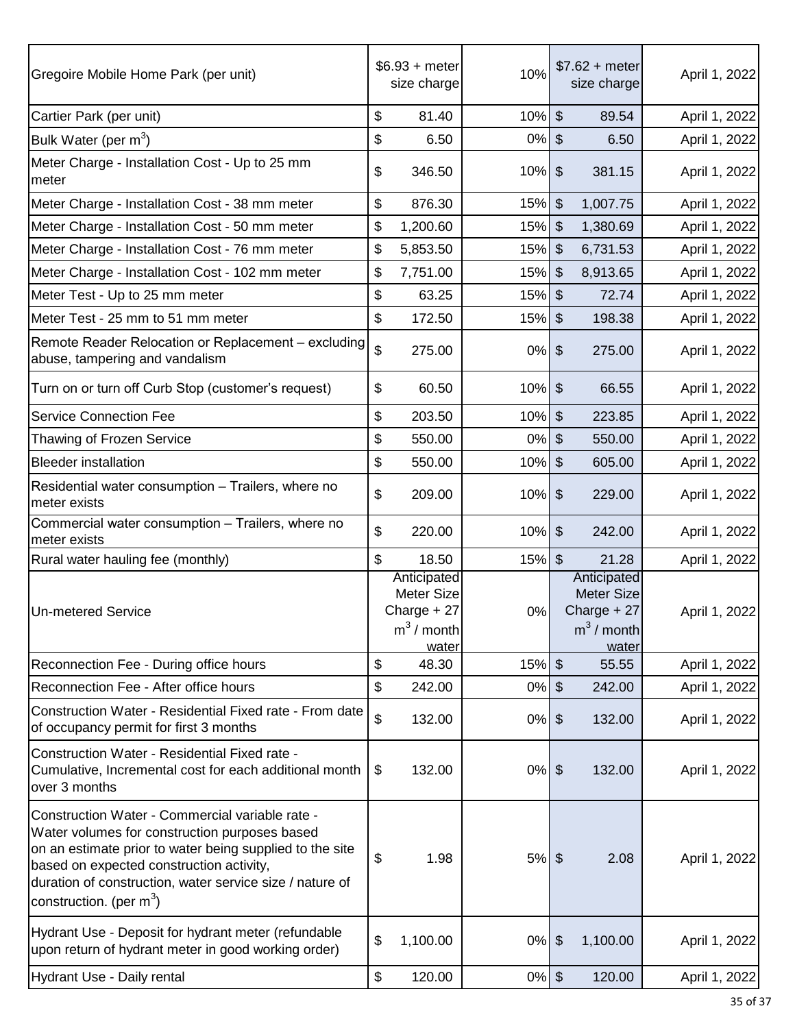| | | | | |
|---|---|---|---|---|
| Gregoire Mobile Home Park (per unit) | $6.93 + meter size charge | 10% | $7.62 + meter size charge | April 1, 2022 |
| Cartier Park (per unit) | $ 81.40 | 10% | $ 89.54 | April 1, 2022 |
| Bulk Water (per $m^3$) | $ 6.50 | 0% | $ 6.50 | April 1, 2022 |
| Meter Charge - Installation Cost - Up to 25 mm meter | $ 346.50 | 10% | $ 381.15 | April 1, 2022 |
| Meter Charge - Installation Cost - 38 mm meter | $ 876.30 | 15% | $ 1,007.75 | April 1, 2022 |
| Meter Charge - Installation Cost - 50 mm meter | $ 1,200.60 | 15% | $ 1,380.69 | April 1, 2022 |
| Meter Charge - Installation Cost - 76 mm meter | $ 5,853.50 | 15% | $ 6,731.53 | April 1, 2022 |
| Meter Charge - Installation Cost - 102 mm meter | $ 7,751.00 | 15% | $ 8,913.65 | April 1, 2022 |
| Meter Test - Up to 25 mm meter | $ 63.25 | 15% | $ 72.74 | April 1, 2022 |
| Meter Test - 25 mm to 51 mm meter | $ 172.50 | 15% | $ 198.38 | April 1, 2022 |
| Remote Reader Relocation or Replacement – excluding abuse, tampering and vandalism | $ 275.00 | 0% | $ 275.00 | April 1, 2022 |
| Turn on or turn off Curb Stop (customer's request) | $ 60.50 | 10% | $ 66.55 | April 1, 2022 |
| Service Connection Fee | $ 203.50 | 10% | $ 223.85 | April 1, 2022 |
| Thawing of Frozen Service | $ 550.00 | 0% | $ 550.00 | April 1, 2022 |
| Bleeder installation | $ 550.00 | 10% | $ 605.00 | April 1, 2022 |
| Residential water consumption – Trailers, where no meter exists | $ 209.00 | 10% | $ 229.00 | April 1, 2022 |
| Commercial water consumption – Trailers, where no meter exists | $ 220.00 | 10% | $ 242.00 | April 1, 2022 |
| Rural water hauling fee (monthly) | $ 18.50 | 15% | $ 21.28 | April 1, 2022 |
| Un-metered Service | Anticipated Meter Size Charge + 27 $m^3$ / month water | 0% | Anticipated Meter Size Charge + 27 $m^3$ / month water | April 1, 2022 |
| Reconnection Fee - During office hours | $ 48.30 | 15% | $ 55.55 | April 1, 2022 |
| Reconnection Fee - After office hours | $ 242.00 | 0% | $ 242.00 | April 1, 2022 |
| Construction Water - Residential Fixed rate - From date of occupancy permit for first 3 months | $ 132.00 | 0% | $ 132.00 | April 1, 2022 |
| Construction Water - Residential Fixed rate - Cumulative, Incremental cost for each additional month over 3 months | $ 132.00 | 0% | $ 132.00 | April 1, 2022 |
| Construction Water - Commercial variable rate - Water volumes for construction purposes based on an estimate prior to water being supplied to the site based on expected construction activity, duration of construction, water service size / nature of construction. (per $m^3$) | $ 1.98 | 5% | $ 2.08 | April 1, 2022 |
| Hydrant Use - Deposit for hydrant meter (refundable upon return of hydrant meter in good working order) | $ 1,100.00 | 0% | $ 1,100.00 | April 1, 2022 |
| Hydrant Use - Daily rental | $ 120.00 | 0% | $ 120.00 | April 1, 2022 |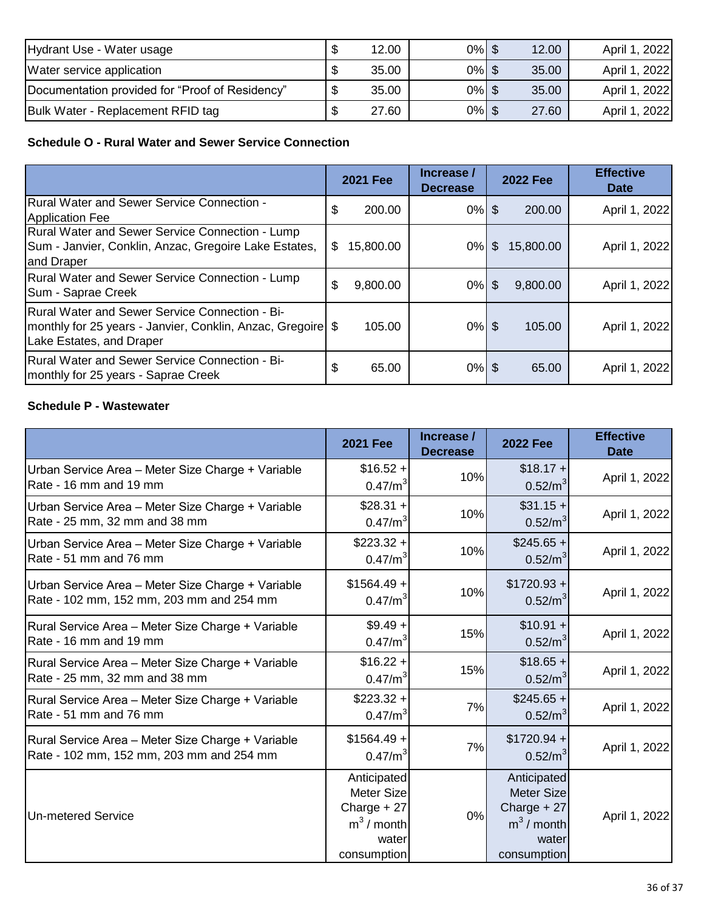| | | | | |
|---|---|---|---|---|
| Hydrant Use - Water usage | $ 12.00 | 0% | $ 12.00 | April 1, 2022 |
| Water service application | $ 35.00 | 0% | $ 35.00 | April 1, 2022 |
| Documentation provided for “Proof of Residency” | $ 35.00 | 0% | $ 35.00 | April 1, 2022 |
| Bulk Water - Replacement RFID tag | $ 27.60 | 0% | $ 27.60 | April 1, 2022 |

**Schedule O - Rural Water and Sewer Service Connection**

| | 2021 Fee | Increase / Decrease | 2022 Fee | Effective Date |
|---|---|---|---|---|
| Rural Water and Sewer Service Connection - Application Fee | $ 200.00 | 0% | $ 200.00 | April 1, 2022 |
| Rural Water and Sewer Service Connection - Lump Sum - Janvier, Conklin, Anzac, Gregoire Lake Estates, and Draper | $ 15,800.00 | 0% | $ 15,800.00 | April 1, 2022 |
| Rural Water and Sewer Service Connection - Lump Sum - Saprae Creek | $ 9,800.00 | 0% | $ 9,800.00 | April 1, 2022 |
| Rural Water and Sewer Service Connection - Bi-monthly for 25 years - Janvier, Conklin, Anzac, Gregoire Lake Estates, and Draper | $ 105.00 | 0% | $ 105.00 | April 1, 2022 |
| Rural Water and Sewer Service Connection - Bi-monthly for 25 years - Saprae Creek | $ 65.00 | 0% | $ 65.00 | April 1, 2022 |

**Schedule P - Wastewater**

| | 2021 Fee | Increase / Decrease | 2022 Fee | Effective Date |
|---|---|---|---|---|
| Urban Service Area – Meter Size Charge + Variable Rate - 16 mm and 19 mm | $16.52 + 0.47/m$^3$ | 10% | $18.17 + 0.52/m$^3$ | April 1, 2022 |
| Urban Service Area – Meter Size Charge + Variable Rate - 25 mm, 32 mm and 38 mm | $28.31 + 0.47/m$^3$ | 10% | $31.15 + 0.52/m$^3$ | April 1, 2022 |
| Urban Service Area – Meter Size Charge + Variable Rate - 51 mm and 76 mm | $223.32 + 0.47/m$^3$ | 10% | $245.65 + 0.52/m$^3$ | April 1, 2022 |
| Urban Service Area – Meter Size Charge + Variable Rate - 102 mm, 152 mm, 203 mm and 254 mm | $1564.49 + 0.47/m$^3$ | 10% | $1720.93 + 0.52/m$^3$ | April 1, 2022 |
| Rural Service Area – Meter Size Charge + Variable Rate - 16 mm and 19 mm | $9.49 + 0.47/m$^3$ | 15% | $10.91 + 0.52/m$^3$ | April 1, 2022 |
| Rural Service Area – Meter Size Charge + Variable Rate - 25 mm, 32 mm and 38 mm | $16.22 + 0.47/m$^3$ | 15% | $18.65 + 0.52/m$^3$ | April 1, 2022 |
| Rural Service Area – Meter Size Charge + Variable Rate - 51 mm and 76 mm | $223.32 + 0.47/m$^3$ | 7% | $245.65 + 0.52/m$^3$ | April 1, 2022 |
| Rural Service Area – Meter Size Charge + Variable Rate - 102 mm, 152 mm, 203 mm and 254 mm | $1564.49 + 0.47/m$^3$ | 7% | $1720.94 + 0.52/m$^3$ | April 1, 2022 |
| Un-metered Service | Anticipated Meter Size Charge + 27 m$^3$ / month water consumption | 0% | Anticipated Meter Size Charge + 27 m$^3$ / month water consumption | April 1, 2022 |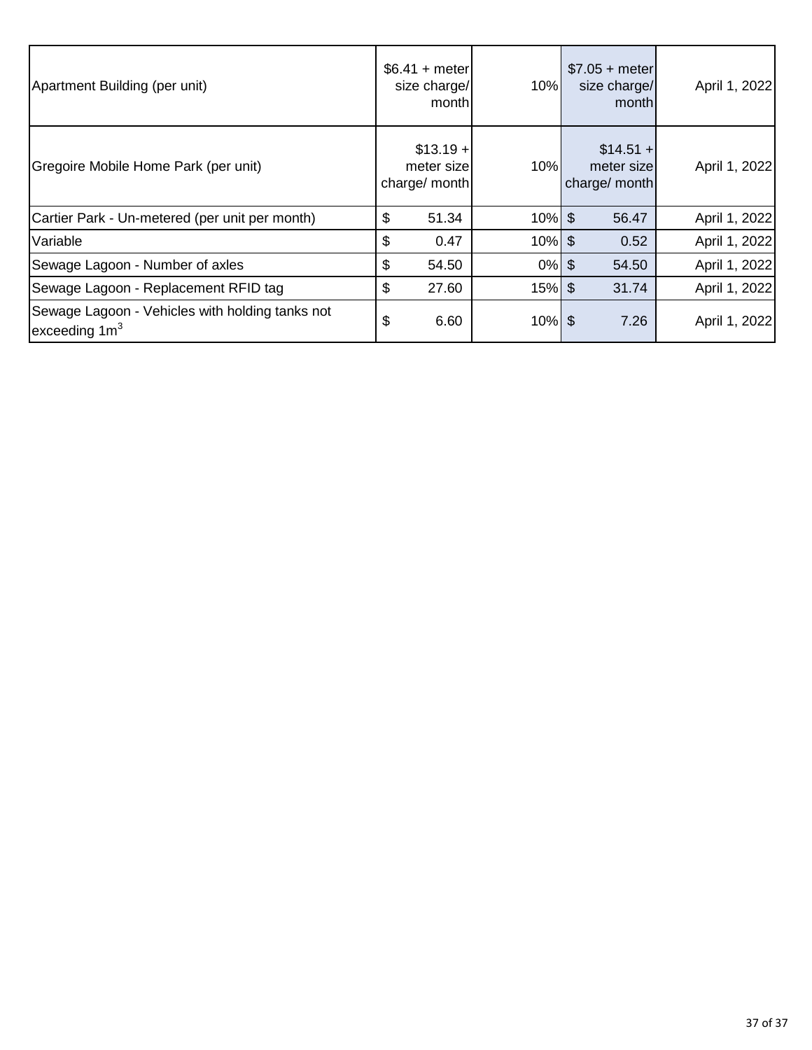| | | | | |
|---|---|---|---|---|
| Apartment Building (per unit) | $6.41 + meter size charge/ month | 10% | $7.05 + meter size charge/ month | April 1, 2022 |
| Gregoire Mobile Home Park (per unit) | $13.19 + meter size charge/ month | 10% | $14.51 + meter size charge/ month | April 1, 2022 |
| Cartier Park - Un-metered (per unit per month) | $ 51.34 | 10% | $ 56.47 | April 1, 2022 |
| Variable | $ 0.47 | 10% | $ 0.52 | April 1, 2022 |
| Sewage Lagoon - Number of axles | $ 54.50 | 0% | $ 54.50 | April 1, 2022 |
| Sewage Lagoon - Replacement RFID tag | $ 27.60 | 15% | $ 31.74 | April 1, 2022 |
| Sewage Lagoon - Vehicles with holding tanks not exceeding $1m^3$ | $ 6.60 | 10% | $ 7.26 | April 1, 2022 |